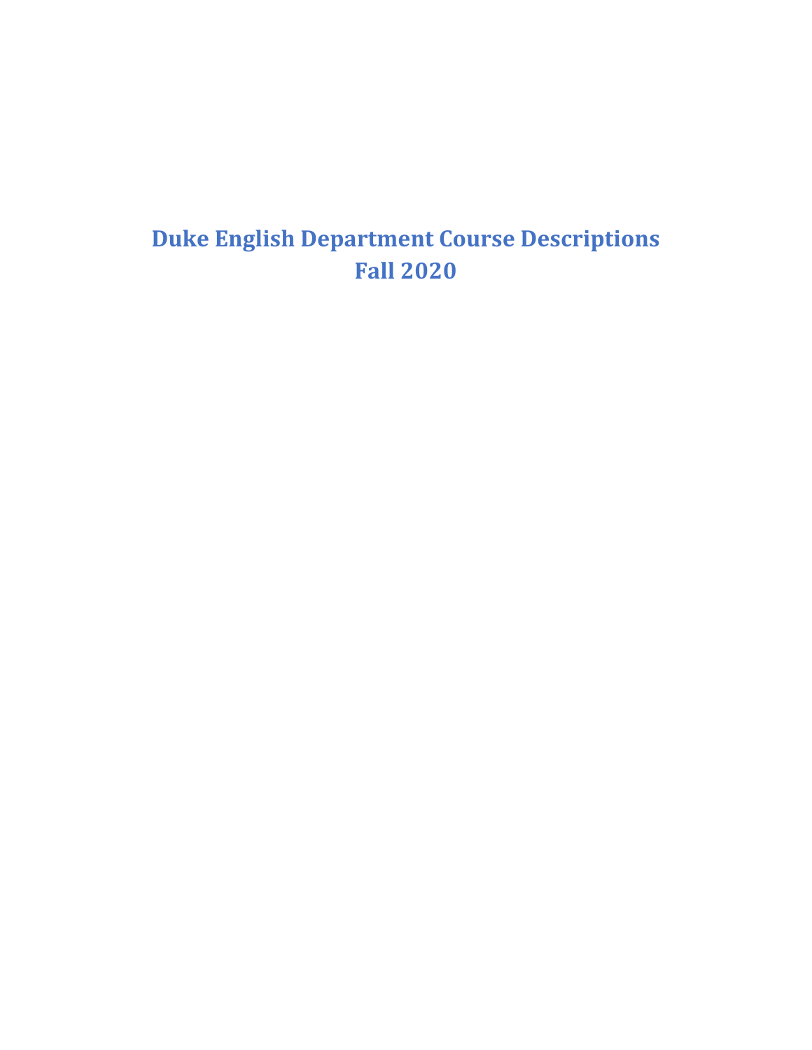# Duke English Department Course Descriptions
# Fall 2020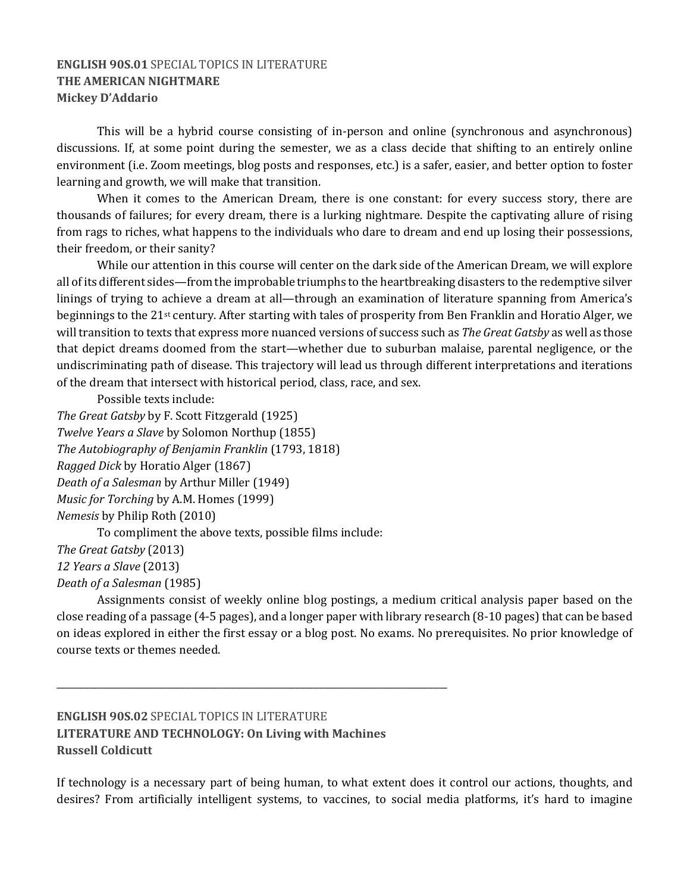**ENGLISH 90S.01** SPECIAL TOPICS IN LITERATURE
**THE AMERICAN NIGHTMARE**
**Mickey D'Addario**

This will be a hybrid course consisting of in-person and online (synchronous and asynchronous) discussions. If, at some point during the semester, we as a class decide that shifting to an entirely online environment (i.e. Zoom meetings, blog posts and responses, etc.) is a safer, easier, and better option to foster learning and growth, we will make that transition.

When it comes to the American Dream, there is one constant: for every success story, there are thousands of failures; for every dream, there is a lurking nightmare. Despite the captivating allure of rising from rags to riches, what happens to the individuals who dare to dream and end up losing their possessions, their freedom, or their sanity?

While our attention in this course will center on the dark side of the American Dream, we will explore all of its different sides—from the improbable triumphs to the heartbreaking disasters to the redemptive silver linings of trying to achieve a dream at all—through an examination of literature spanning from America's beginnings to the 21st century. After starting with tales of prosperity from Ben Franklin and Horatio Alger, we will transition to texts that express more nuanced versions of success such as *The Great Gatsby* as well as those that depict dreams doomed from the start—whether due to suburban malaise, parental negligence, or the undiscriminating path of disease. This trajectory will lead us through different interpretations and iterations of the dream that intersect with historical period, class, race, and sex.

Possible texts include:
*The Great Gatsby* by F. Scott Fitzgerald (1925)
*Twelve Years a Slave* by Solomon Northup (1855)
*The Autobiography of Benjamin Franklin* (1793, 1818)
*Ragged Dick* by Horatio Alger (1867)
*Death of a Salesman* by Arthur Miller (1949)
*Music for Torching* by A.M. Homes (1999)
*Nemesis* by Philip Roth (2010)

To compliment the above texts, possible films include:
*The Great Gatsby* (2013)
*12 Years a Slave* (2013)
*Death of a Salesman* (1985)

Assignments consist of weekly online blog postings, a medium critical analysis paper based on the close reading of a passage (4-5 pages), and a longer paper with library research (8-10 pages) that can be based on ideas explored in either the first essay or a blog post. No exams. No prerequisites. No prior knowledge of course texts or themes needed.

---

**ENGLISH 90S.02** SPECIAL TOPICS IN LITERATURE
**LITERATURE AND TECHNOLOGY: On Living with Machines**
**Russell Coldicutt**

If technology is a necessary part of being human, to what extent does it control our actions, thoughts, and desires? From artificially intelligent systems, to vaccines, to social media platforms, it's hard to imagine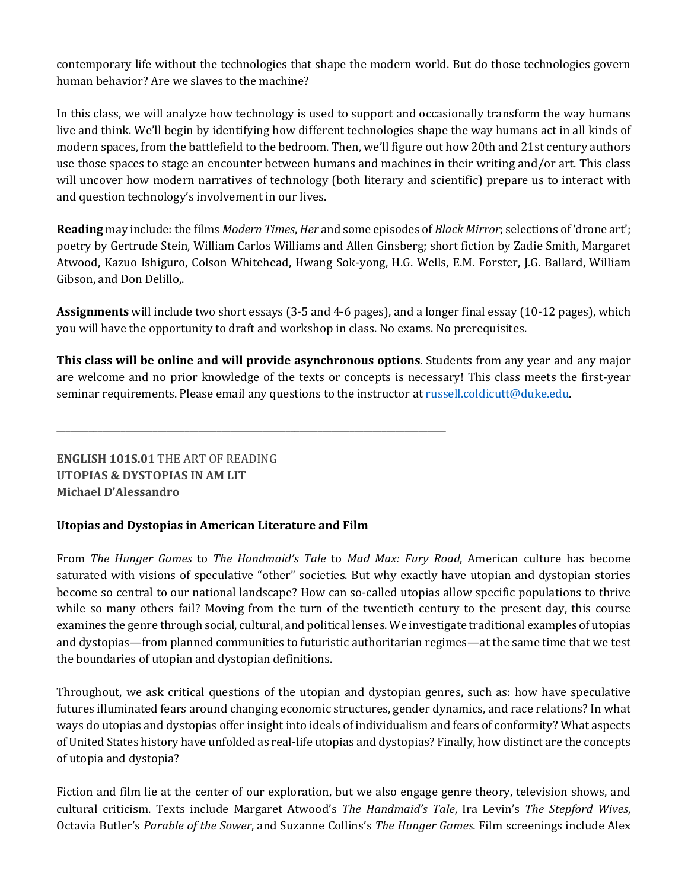contemporary life without the technologies that shape the modern world. But do those technologies govern human behavior? Are we slaves to the machine?

In this class, we will analyze how technology is used to support and occasionally transform the way humans live and think. We'll begin by identifying how different technologies shape the way humans act in all kinds of modern spaces, from the battlefield to the bedroom. Then, we'll figure out how 20th and 21st century authors use those spaces to stage an encounter between humans and machines in their writing and/or art. This class will uncover how modern narratives of technology (both literary and scientific) prepare us to interact with and question technology's involvement in our lives.

**Reading** may include: the films *Modern Times*, *Her* and some episodes of *Black Mirror*; selections of 'drone art'; poetry by Gertrude Stein, William Carlos Williams and Allen Ginsberg; short fiction by Zadie Smith, Margaret Atwood, Kazuo Ishiguro, Colson Whitehead, Hwang Sok-yong, H.G. Wells, E.M. Forster, J.G. Ballard, William Gibson, and Don Delillo,.

**Assignments** will include two short essays (3-5 and 4-6 pages), and a longer final essay (10-12 pages), which you will have the opportunity to draft and workshop in class. No exams. No prerequisites.

**This class will be online and will provide asynchronous options**. Students from any year and any major are welcome and no prior knowledge of the texts or concepts is necessary! This class meets the first-year seminar requirements. Please email any questions to the instructor at russell.coldicutt@duke.edu.

---

**ENGLISH 101S.01** THE ART OF READING
**UTOPIAS & DYSTOPIAS IN AM LIT**
**Michael D'Alessandro**

**Utopias and Dystopias in American Literature and Film**

From *The Hunger Games* to *The Handmaid's Tale* to *Mad Max: Fury Road*, American culture has become saturated with visions of speculative "other" societies. But why exactly have utopian and dystopian stories become so central to our national landscape? How can so-called utopias allow specific populations to thrive while so many others fail? Moving from the turn of the twentieth century to the present day, this course examines the genre through social, cultural, and political lenses. We investigate traditional examples of utopias and dystopias—from planned communities to futuristic authoritarian regimes—at the same time that we test the boundaries of utopian and dystopian definitions.

Throughout, we ask critical questions of the utopian and dystopian genres, such as: how have speculative futures illuminated fears around changing economic structures, gender dynamics, and race relations? In what ways do utopias and dystopias offer insight into ideals of individualism and fears of conformity? What aspects of United States history have unfolded as real-life utopias and dystopias? Finally, how distinct are the concepts of utopia and dystopia?

Fiction and film lie at the center of our exploration, but we also engage genre theory, television shows, and cultural criticism. Texts include Margaret Atwood's *The Handmaid's Tale*, Ira Levin's *The Stepford Wives*, Octavia Butler's *Parable of the Sower*, and Suzanne Collins's *The Hunger Games.* Film screenings include Alex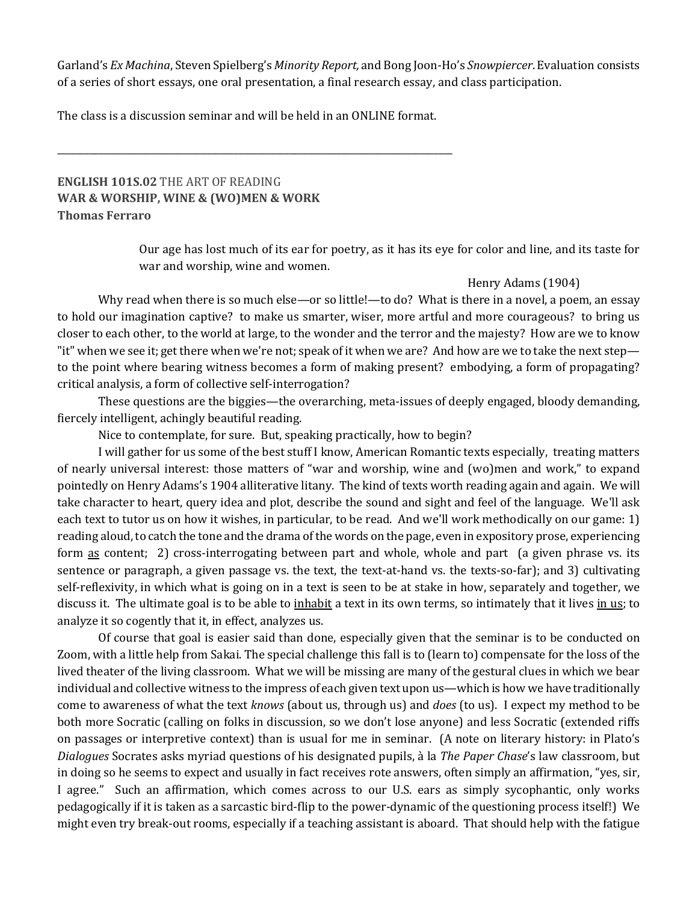Garland's *Ex Machina*, Steven Spielberg's *Minority Report,* and Bong Joon-Ho's *Snowpiercer*. Evaluation consists of a series of short essays, one oral presentation, a final research essay, and class participation.

The class is a discussion seminar and will be held in an ONLINE format.

---

**ENGLISH 101S.02** THE ART OF READING
**WAR & WORSHIP, WINE & (WO)MEN & WORK**
**Thomas Ferraro**

> Our age has lost much of its ear for poetry, as it has its eye for color and line, and its taste for war and worship, wine and women.
>
> Henry Adams (1904)

Why read when there is so much else—or so little!—to do? What is there in a novel, a poem, an essay to hold our imagination captive? to make us smarter, wiser, more artful and more courageous? to bring us closer to each other, to the world at large, to the wonder and the terror and the majesty? How are we to know "it" when we see it; get there when we're not; speak of it when we are? And how are we to take the next step—to the point where bearing witness becomes a form of making present? embodying, a form of propagating? critical analysis, a form of collective self-interrogation?

These questions are the biggies—the overarching, meta-issues of deeply engaged, bloody demanding, fiercely intelligent, achingly beautiful reading.

Nice to contemplate, for sure. But, speaking practically, how to begin?

I will gather for us some of the best stuff I know, American Romantic texts especially, treating matters of nearly universal interest: those matters of "war and worship, wine and (wo)men and work," to expand pointedly on Henry Adams's 1904 alliterative litany. The kind of texts worth reading again and again. We will take character to heart, query idea and plot, describe the sound and sight and feel of the language. We'll ask each text to tutor us on how it wishes, in particular, to be read. And we'll work methodically on our game: 1) reading aloud, to catch the tone and the drama of the words on the page, even in expository prose, experiencing form <u>as</u> content; 2) cross-interrogating between part and whole, whole and part (a given phrase vs. its sentence or paragraph, a given passage vs. the text, the text-at-hand vs. the texts-so-far); and 3) cultivating self-reflexivity, in which what is going on in a text is seen to be at stake in how, separately and together, we discuss it. The ultimate goal is to be able to <u>inhabit</u> a text in its own terms, so intimately that it lives <u>in us</u>; to analyze it so cogently that it, in effect, analyzes us.

Of course that goal is easier said than done, especially given that the seminar is to be conducted on Zoom, with a little help from Sakai. The special challenge this fall is to (learn to) compensate for the loss of the lived theater of the living classroom. What we will be missing are many of the gestural clues in which we bear individual and collective witness to the impress of each given text upon us—which is how we have traditionally come to awareness of what the text *knows* (about us, through us) and *does* (to us). I expect my method to be both more Socratic (calling on folks in discussion, so we don't lose anyone) and less Socratic (extended riffs on passages or interpretive context) than is usual for me in seminar. (A note on literary history: in Plato's *Dialogues* Socrates asks myriad questions of his designated pupils, à la *The Paper Chase*'s law classroom, but in doing so he seems to expect and usually in fact receives rote answers, often simply an affirmation, "yes, sir, I agree." Such an affirmation, which comes across to our U.S. ears as simply sycophantic, only works pedagogically if it is taken as a sarcastic bird-flip to the power-dynamic of the questioning process itself!) We might even try break-out rooms, especially if a teaching assistant is aboard. That should help with the fatigue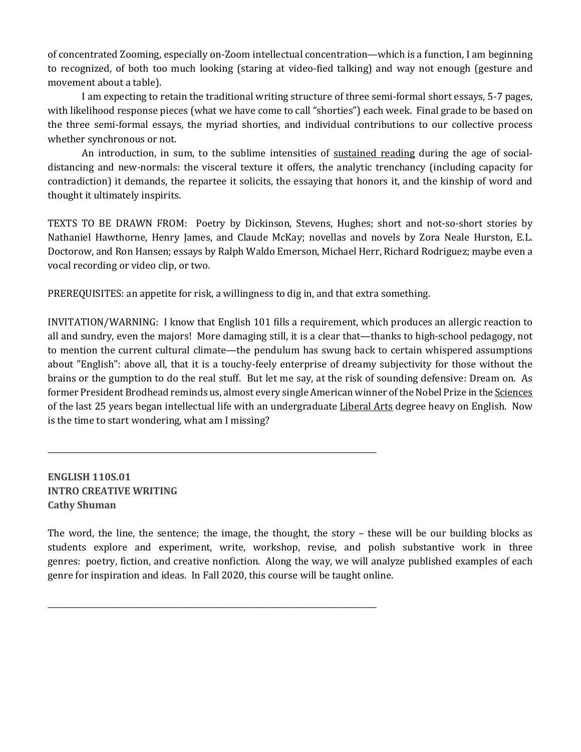of concentrated Zooming, especially on-Zoom intellectual concentration—which is a function, I am beginning to recognized, of both too much looking (staring at video-fied talking) and way not enough (gesture and movement about a table).

I am expecting to retain the traditional writing structure of three semi-formal short essays, 5-7 pages, with likelihood response pieces (what we have come to call "shorties") each week. Final grade to be based on the three semi-formal essays, the myriad shorties, and individual contributions to our collective process whether synchronous or not.

An introduction, in sum, to the sublime intensities of sustained reading during the age of social-distancing and new-normals: the visceral texture it offers, the analytic trenchancy (including capacity for contradiction) it demands, the repartee it solicits, the essaying that honors it, and the kinship of word and thought it ultimately inspirits.

TEXTS TO BE DRAWN FROM: Poetry by Dickinson, Stevens, Hughes; short and not-so-short stories by Nathaniel Hawthorne, Henry James, and Claude McKay; novellas and novels by Zora Neale Hurston, E.L. Doctorow, and Ron Hansen; essays by Ralph Waldo Emerson, Michael Herr, Richard Rodriguez; maybe even a vocal recording or video clip, or two.

PREREQUISITES: an appetite for risk, a willingness to dig in, and that extra something.

INVITATION/WARNING: I know that English 101 fills a requirement, which produces an allergic reaction to all and sundry, even the majors! More damaging still, it is a clear that—thanks to high-school pedagogy, not to mention the current cultural climate—the pendulum has swung back to certain whispered assumptions about "English": above all, that it is a touchy-feely enterprise of dreamy subjectivity for those without the brains or the gumption to do the real stuff. But let me say, at the risk of sounding defensive: Dream on. As former President Brodhead reminds us, almost every single American winner of the Nobel Prize in the Sciences of the last 25 years began intellectual life with an undergraduate Liberal Arts degree heavy on English. Now is the time to start wondering, what am I missing?

---

**ENGLISH 110S.01**
**INTRO CREATIVE WRITING**
**Cathy Shuman**

The word, the line, the sentence; the image, the thought, the story – these will be our building blocks as students explore and experiment, write, workshop, revise, and polish substantive work in three genres: poetry, fiction, and creative nonfiction. Along the way, we will analyze published examples of each genre for inspiration and ideas. In Fall 2020, this course will be taught online.

---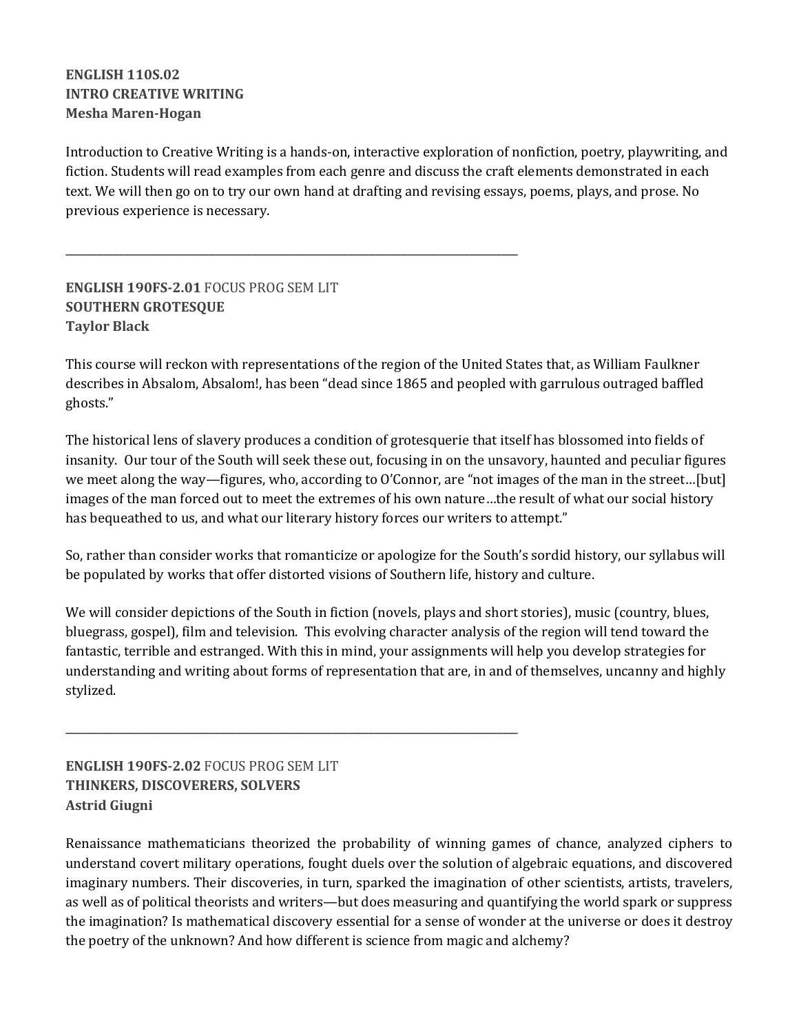**ENGLISH 110S.02**
**INTRO CREATIVE WRITING**
**Mesha Maren-Hogan**

Introduction to Creative Writing is a hands-on, interactive exploration of nonfiction, poetry, playwriting, and fiction. Students will read examples from each genre and discuss the craft elements demonstrated in each text. We will then go on to try our own hand at drafting and revising essays, poems, plays, and prose. No previous experience is necessary.

---

**ENGLISH 190FS-2.01** FOCUS PROG SEM LIT
**SOUTHERN GROTESQUE**
**Taylor Black**

This course will reckon with representations of the region of the United States that, as William Faulkner describes in Absalom, Absalom!, has been "dead since 1865 and peopled with garrulous outraged baffled ghosts."

The historical lens of slavery produces a condition of grotesquerie that itself has blossomed into fields of insanity. Our tour of the South will seek these out, focusing in on the unsavory, haunted and peculiar figures we meet along the way—figures, who, according to O'Connor, are "not images of the man in the street…[but] images of the man forced out to meet the extremes of his own nature…the result of what our social history has bequeathed to us, and what our literary history forces our writers to attempt."

So, rather than consider works that romanticize or apologize for the South's sordid history, our syllabus will be populated by works that offer distorted visions of Southern life, history and culture.

We will consider depictions of the South in fiction (novels, plays and short stories), music (country, blues, bluegrass, gospel), film and television. This evolving character analysis of the region will tend toward the fantastic, terrible and estranged. With this in mind, your assignments will help you develop strategies for understanding and writing about forms of representation that are, in and of themselves, uncanny and highly stylized.

---

**ENGLISH 190FS-2.02** FOCUS PROG SEM LIT
**THINKERS, DISCOVERERS, SOLVERS**
**Astrid Giugni**

Renaissance mathematicians theorized the probability of winning games of chance, analyzed ciphers to understand covert military operations, fought duels over the solution of algebraic equations, and discovered imaginary numbers. Their discoveries, in turn, sparked the imagination of other scientists, artists, travelers, as well as of political theorists and writers—but does measuring and quantifying the world spark or suppress the imagination? Is mathematical discovery essential for a sense of wonder at the universe or does it destroy the poetry of the unknown? And how different is science from magic and alchemy?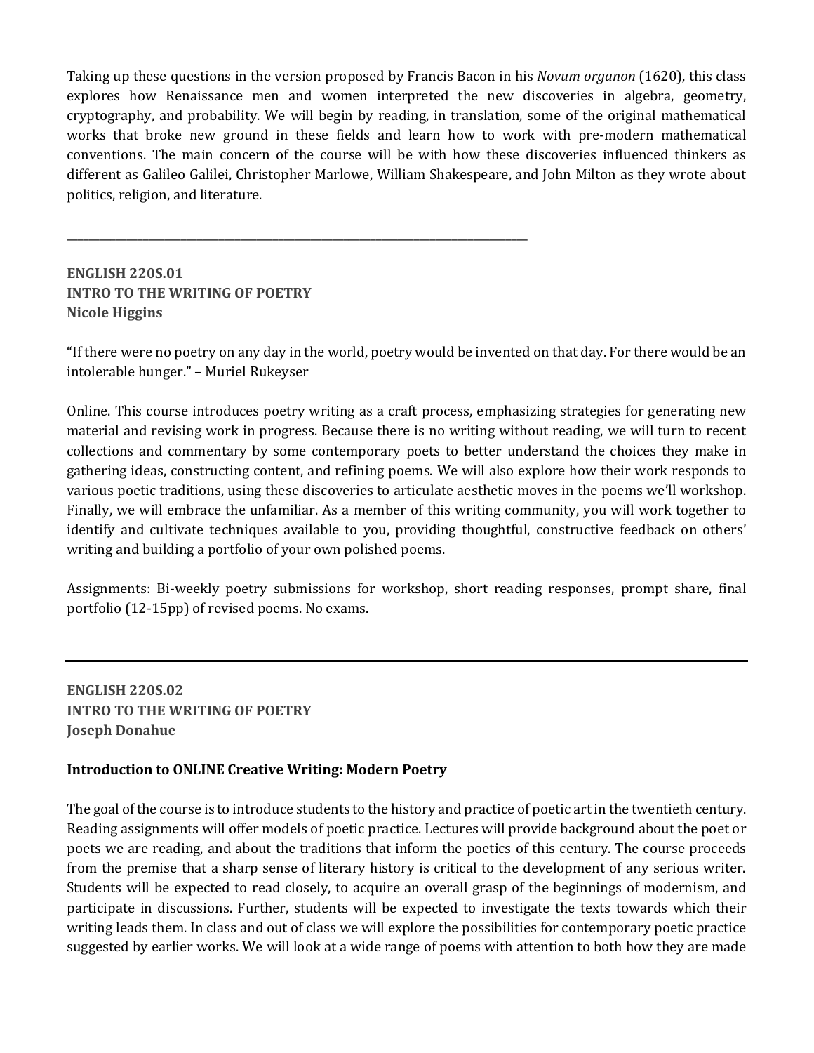Taking up these questions in the version proposed by Francis Bacon in his *Novum organon* (1620), this class explores how Renaissance men and women interpreted the new discoveries in algebra, geometry, cryptography, and probability. We will begin by reading, in translation, some of the original mathematical works that broke new ground in these fields and learn how to work with pre-modern mathematical conventions. The main concern of the course will be with how these discoveries influenced thinkers as different as Galileo Galilei, Christopher Marlowe, William Shakespeare, and John Milton as they wrote about politics, religion, and literature.

---

**ENGLISH 220S.01**
**INTRO TO THE WRITING OF POETRY**
**Nicole Higgins**

"If there were no poetry on any day in the world, poetry would be invented on that day. For there would be an intolerable hunger." – Muriel Rukeyser

Online. This course introduces poetry writing as a craft process, emphasizing strategies for generating new material and revising work in progress. Because there is no writing without reading, we will turn to recent collections and commentary by some contemporary poets to better understand the choices they make in gathering ideas, constructing content, and refining poems. We will also explore how their work responds to various poetic traditions, using these discoveries to articulate aesthetic moves in the poems we'll workshop. Finally, we will embrace the unfamiliar. As a member of this writing community, you will work together to identify and cultivate techniques available to you, providing thoughtful, constructive feedback on others' writing and building a portfolio of your own polished poems.

Assignments: Bi-weekly poetry submissions for workshop, short reading responses, prompt share, final portfolio (12-15pp) of revised poems. No exams.

---

**ENGLISH 220S.02**
**INTRO TO THE WRITING OF POETRY**
**Joseph Donahue**

**Introduction to ONLINE Creative Writing: Modern Poetry**

The goal of the course is to introduce students to the history and practice of poetic art in the twentieth century. Reading assignments will offer models of poetic practice. Lectures will provide background about the poet or poets we are reading, and about the traditions that inform the poetics of this century. The course proceeds from the premise that a sharp sense of literary history is critical to the development of any serious writer. Students will be expected to read closely, to acquire an overall grasp of the beginnings of modernism, and participate in discussions. Further, students will be expected to investigate the texts towards which their writing leads them. In class and out of class we will explore the possibilities for contemporary poetic practice suggested by earlier works. We will look at a wide range of poems with attention to both how they are made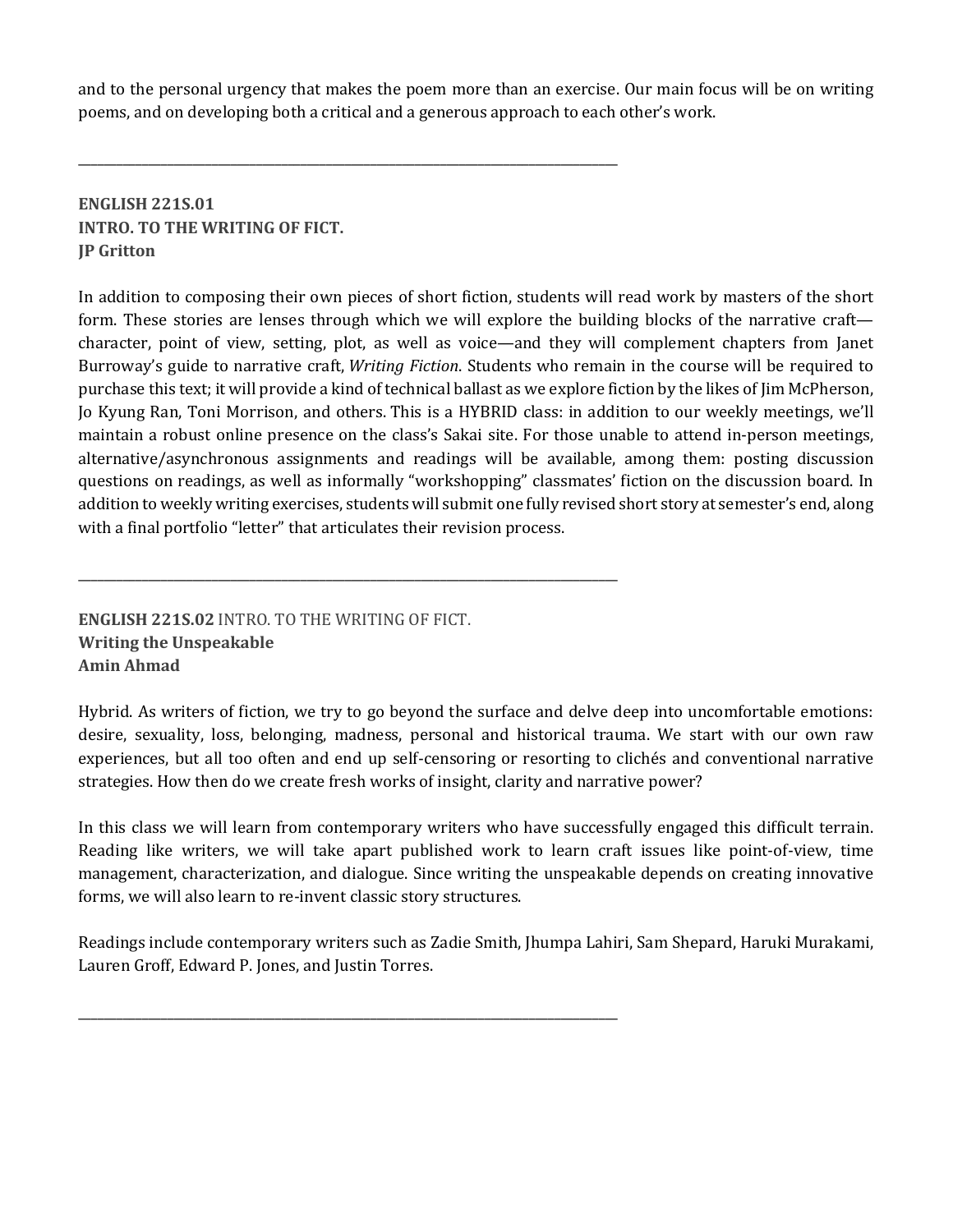and to the personal urgency that makes the poem more than an exercise. Our main focus will be on writing poems, and on developing both a critical and a generous approach to each other's work.

---

**ENGLISH 221S.01**
**INTRO. TO THE WRITING OF FICT.**
**JP Gritton**

In addition to composing their own pieces of short fiction, students will read work by masters of the short form. These stories are lenses through which we will explore the building blocks of the narrative craft—character, point of view, setting, plot, as well as voice—and they will complement chapters from Janet Burroway's guide to narrative craft, *Writing Fiction*. Students who remain in the course will be required to purchase this text; it will provide a kind of technical ballast as we explore fiction by the likes of Jim McPherson, Jo Kyung Ran, Toni Morrison, and others. This is a HYBRID class: in addition to our weekly meetings, we'll maintain a robust online presence on the class's Sakai site. For those unable to attend in-person meetings, alternative/asynchronous assignments and readings will be available, among them: posting discussion questions on readings, as well as informally "workshopping" classmates' fiction on the discussion board. In addition to weekly writing exercises, students will submit one fully revised short story at semester's end, along with a final portfolio "letter" that articulates their revision process.

---

**ENGLISH 221S.02** INTRO. TO THE WRITING OF FICT.
**Writing the Unspeakable**
**Amin Ahmad**

Hybrid. As writers of fiction, we try to go beyond the surface and delve deep into uncomfortable emotions: desire, sexuality, loss, belonging, madness, personal and historical trauma. We start with our own raw experiences, but all too often and end up self-censoring or resorting to clichés and conventional narrative strategies. How then do we create fresh works of insight, clarity and narrative power?

In this class we will learn from contemporary writers who have successfully engaged this difficult terrain. Reading like writers, we will take apart published work to learn craft issues like point-of-view, time management, characterization, and dialogue. Since writing the unspeakable depends on creating innovative forms, we will also learn to re-invent classic story structures.

Readings include contemporary writers such as Zadie Smith, Jhumpa Lahiri, Sam Shepard, Haruki Murakami, Lauren Groff, Edward P. Jones, and Justin Torres.

---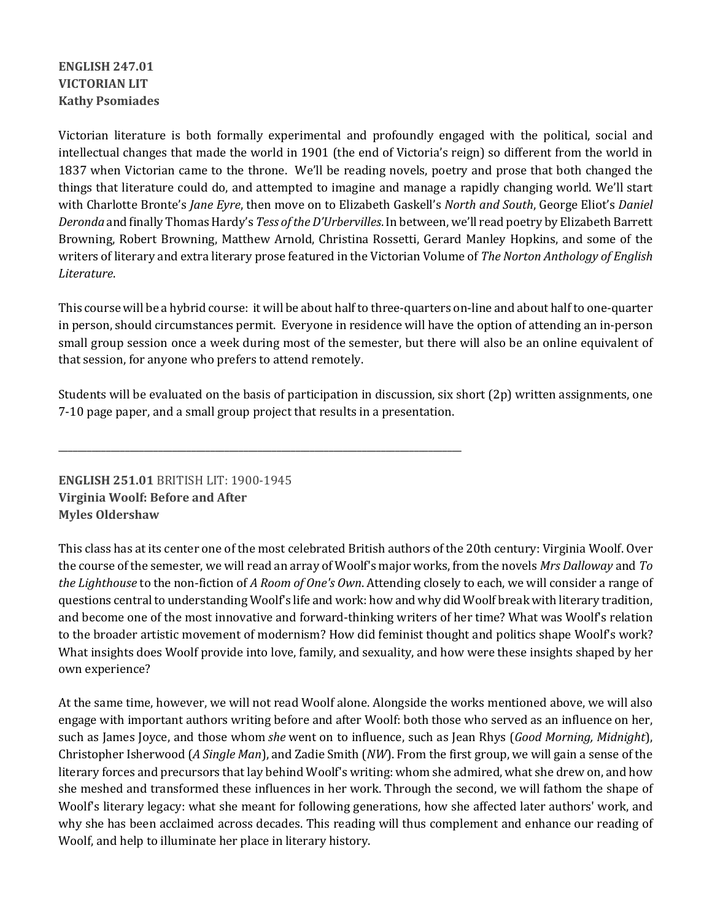**ENGLISH 247.01**
**VICTORIAN LIT**
**Kathy Psomiades**

Victorian literature is both formally experimental and profoundly engaged with the political, social and intellectual changes that made the world in 1901 (the end of Victoria's reign) so different from the world in 1837 when Victorian came to the throne. We'll be reading novels, poetry and prose that both changed the things that literature could do, and attempted to imagine and manage a rapidly changing world. We'll start with Charlotte Bronte's *Jane Eyre*, then move on to Elizabeth Gaskell's *North and South*, George Eliot's *Daniel Deronda* and finally Thomas Hardy's *Tess of the D'Urbervilles*. In between, we'll read poetry by Elizabeth Barrett Browning, Robert Browning, Matthew Arnold, Christina Rossetti, Gerard Manley Hopkins, and some of the writers of literary and extra literary prose featured in the Victorian Volume of *The Norton Anthology of English Literature*.

This course will be a hybrid course: it will be about half to three-quarters on-line and about half to one-quarter in person, should circumstances permit. Everyone in residence will have the option of attending an in-person small group session once a week during most of the semester, but there will also be an online equivalent of that session, for anyone who prefers to attend remotely.

Students will be evaluated on the basis of participation in discussion, six short (2p) written assignments, one 7-10 page paper, and a small group project that results in a presentation.

---

**ENGLISH 251.01** BRITISH LIT: 1900-1945
**Virginia Woolf: Before and After**
**Myles Oldershaw**

This class has at its center one of the most celebrated British authors of the 20th century: Virginia Woolf. Over the course of the semester, we will read an array of Woolf's major works, from the novels *Mrs Dalloway* and *To the Lighthouse* to the non-fiction of *A Room of One's Own*. Attending closely to each, we will consider a range of questions central to understanding Woolf's life and work: how and why did Woolf break with literary tradition, and become one of the most innovative and forward-thinking writers of her time? What was Woolf's relation to the broader artistic movement of modernism? How did feminist thought and politics shape Woolf's work? What insights does Woolf provide into love, family, and sexuality, and how were these insights shaped by her own experience?

At the same time, however, we will not read Woolf alone. Alongside the works mentioned above, we will also engage with important authors writing before and after Woolf: both those who served as an influence on her, such as James Joyce, and those whom *she* went on to influence, such as Jean Rhys (*Good Morning, Midnight*), Christopher Isherwood (*A Single Man*), and Zadie Smith (*NW*). From the first group, we will gain a sense of the literary forces and precursors that lay behind Woolf's writing: whom she admired, what she drew on, and how she meshed and transformed these influences in her work. Through the second, we will fathom the shape of Woolf's literary legacy: what she meant for following generations, how she affected later authors' work, and why she has been acclaimed across decades. This reading will thus complement and enhance our reading of Woolf, and help to illuminate her place in literary history.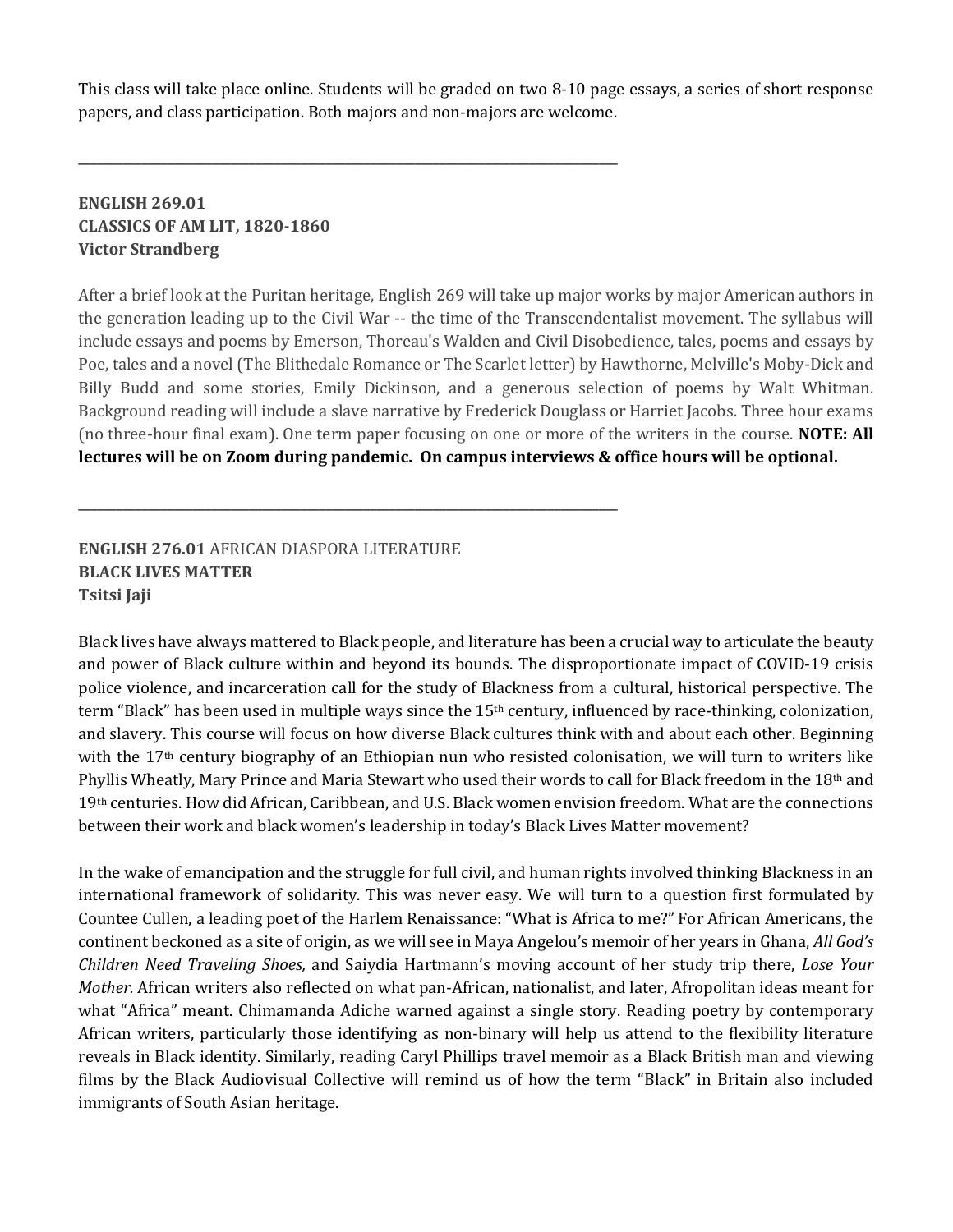This class will take place online. Students will be graded on two 8-10 page essays, a series of short response papers, and class participation. Both majors and non-majors are welcome.

---

**ENGLISH 269.01**
**CLASSICS OF AM LIT, 1820-1860**
**Victor Strandberg**

After a brief look at the Puritan heritage, English 269 will take up major works by major American authors in the generation leading up to the Civil War -- the time of the Transcendentalist movement. The syllabus will include essays and poems by Emerson, Thoreau's Walden and Civil Disobedience, tales, poems and essays by Poe, tales and a novel (The Blithedale Romance or The Scarlet letter) by Hawthorne, Melville's Moby-Dick and Billy Budd and some stories, Emily Dickinson, and a generous selection of poems by Walt Whitman. Background reading will include a slave narrative by Frederick Douglass or Harriet Jacobs. Three hour exams (no three-hour final exam). One term paper focusing on one or more of the writers in the course. **NOTE: All lectures will be on Zoom during pandemic. On campus interviews & office hours will be optional.**

---

**ENGLISH 276.01** AFRICAN DIASPORA LITERATURE
**BLACK LIVES MATTER**
**Tsitsi Jaji**

Black lives have always mattered to Black people, and literature has been a crucial way to articulate the beauty and power of Black culture within and beyond its bounds. The disproportionate impact of COVID-19 crisis police violence, and incarceration call for the study of Blackness from a cultural, historical perspective. The term "Black" has been used in multiple ways since the 15th century, influenced by race-thinking, colonization, and slavery. This course will focus on how diverse Black cultures think with and about each other. Beginning with the 17th century biography of an Ethiopian nun who resisted colonisation, we will turn to writers like Phyllis Wheatly, Mary Prince and Maria Stewart who used their words to call for Black freedom in the 18th and 19th centuries. How did African, Caribbean, and U.S. Black women envision freedom. What are the connections between their work and black women's leadership in today's Black Lives Matter movement?

In the wake of emancipation and the struggle for full civil, and human rights involved thinking Blackness in an international framework of solidarity. This was never easy. We will turn to a question first formulated by Countee Cullen, a leading poet of the Harlem Renaissance: "What is Africa to me?" For African Americans, the continent beckoned as a site of origin, as we will see in Maya Angelou's memoir of her years in Ghana, *All God's Children Need Traveling Shoes,* and Saiydia Hartmann's moving account of her study trip there, *Lose Your Mother.* African writers also reflected on what pan-African, nationalist, and later, Afropolitan ideas meant for what "Africa" meant. Chimamanda Adiche warned against a single story. Reading poetry by contemporary African writers, particularly those identifying as non-binary will help us attend to the flexibility literature reveals in Black identity. Similarly, reading Caryl Phillips travel memoir as a Black British man and viewing films by the Black Audiovisual Collective will remind us of how the term "Black" in Britain also included immigrants of South Asian heritage.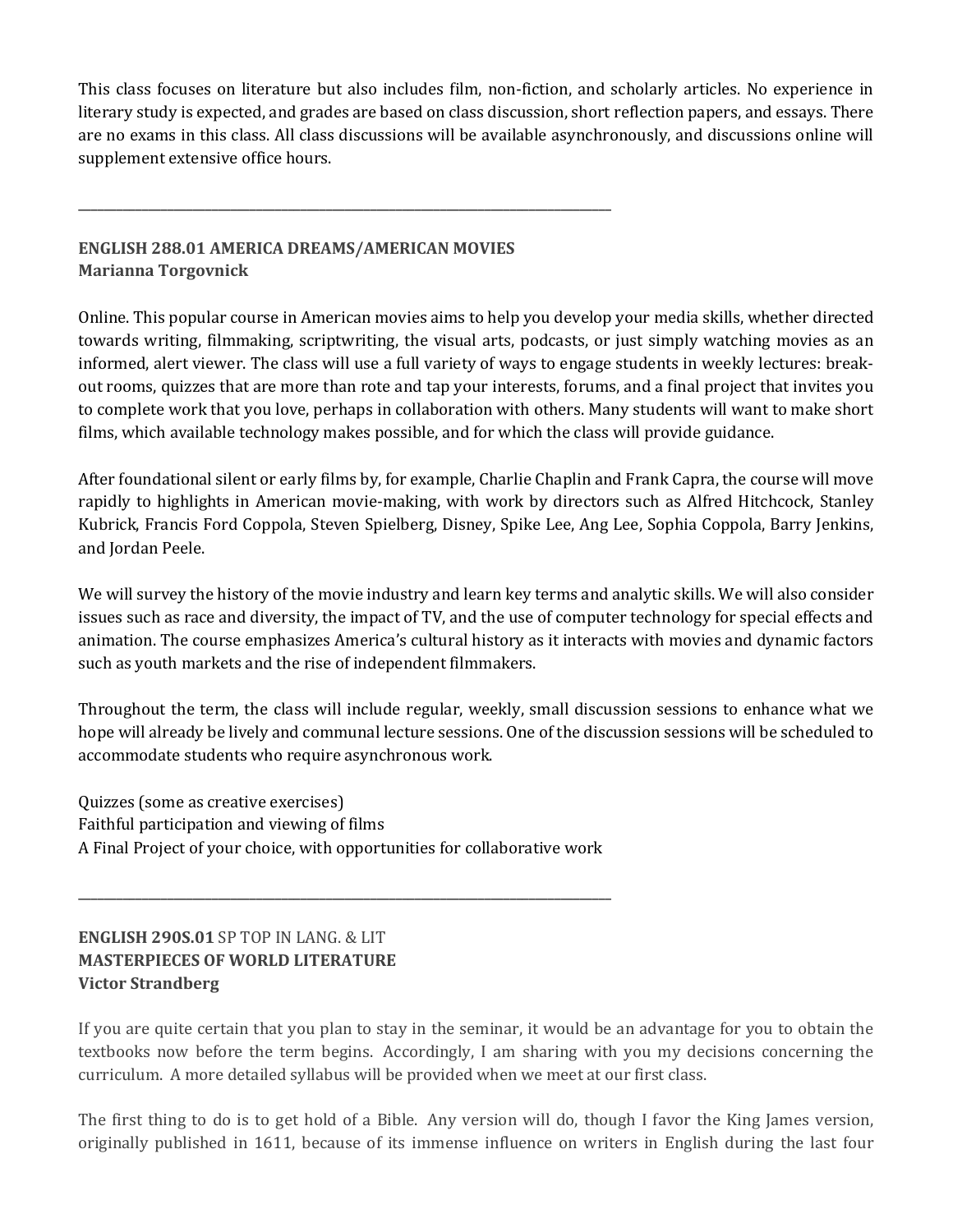This class focuses on literature but also includes film, non-fiction, and scholarly articles. No experience in literary study is expected, and grades are based on class discussion, short reflection papers, and essays. There are no exams in this class. All class discussions will be available asynchronously, and discussions online will supplement extensive office hours.

---

**ENGLISH 288.01 AMERICA DREAMS/AMERICAN MOVIES**
**Marianna Torgovnick**

Online. This popular course in American movies aims to help you develop your media skills, whether directed towards writing, filmmaking, scriptwriting, the visual arts, podcasts, or just simply watching movies as an informed, alert viewer. The class will use a full variety of ways to engage students in weekly lectures: break-out rooms, quizzes that are more than rote and tap your interests, forums, and a final project that invites you to complete work that you love, perhaps in collaboration with others. Many students will want to make short films, which available technology makes possible, and for which the class will provide guidance.

After foundational silent or early films by, for example, Charlie Chaplin and Frank Capra, the course will move rapidly to highlights in American movie-making, with work by directors such as Alfred Hitchcock, Stanley Kubrick, Francis Ford Coppola, Steven Spielberg, Disney, Spike Lee, Ang Lee, Sophia Coppola, Barry Jenkins, and Jordan Peele.

We will survey the history of the movie industry and learn key terms and analytic skills. We will also consider issues such as race and diversity, the impact of TV, and the use of computer technology for special effects and animation. The course emphasizes America's cultural history as it interacts with movies and dynamic factors such as youth markets and the rise of independent filmmakers.

Throughout the term, the class will include regular, weekly, small discussion sessions to enhance what we hope will already be lively and communal lecture sessions. One of the discussion sessions will be scheduled to accommodate students who require asynchronous work.

Quizzes (some as creative exercises)
Faithful participation and viewing of films
A Final Project of your choice, with opportunities for collaborative work

---

**ENGLISH 290S.01** SP TOP IN LANG. & LIT
**MASTERPIECES OF WORLD LITERATURE**
**Victor Strandberg**

If you are quite certain that you plan to stay in the seminar, it would be an advantage for you to obtain the textbooks now before the term begins. Accordingly, I am sharing with you my decisions concerning the curriculum. A more detailed syllabus will be provided when we meet at our first class.

The first thing to do is to get hold of a Bible. Any version will do, though I favor the King James version, originally published in 1611, because of its immense influence on writers in English during the last four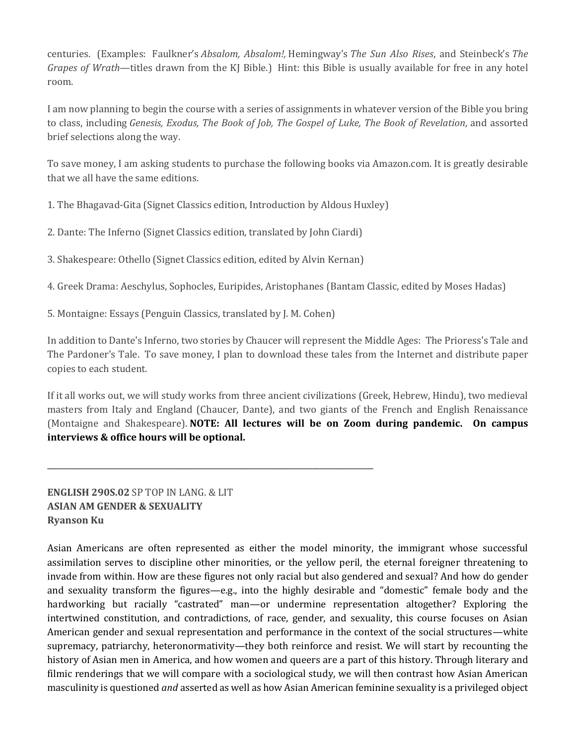centuries. (Examples: Faulkner's *Absalom, Absalom!,* Hemingway's *The Sun Also Rises*, and Steinbeck's *The Grapes of Wrath*—titles drawn from the KJ Bible.) Hint: this Bible is usually available for free in any hotel room.

I am now planning to begin the course with a series of assignments in whatever version of the Bible you bring to class, including *Genesis, Exodus, The Book of Job, The Gospel of Luke, The Book of Revelation*, and assorted brief selections along the way.

To save money, I am asking students to purchase the following books via Amazon.com. It is greatly desirable that we all have the same editions.

1. The Bhagavad-Gita (Signet Classics edition, Introduction by Aldous Huxley)

2. Dante: The Inferno (Signet Classics edition, translated by John Ciardi)

3. Shakespeare: Othello (Signet Classics edition, edited by Alvin Kernan)

4. Greek Drama: Aeschylus, Sophocles, Euripides, Aristophanes (Bantam Classic, edited by Moses Hadas)

5. Montaigne: Essays (Penguin Classics, translated by J. M. Cohen)

In addition to Dante's Inferno, two stories by Chaucer will represent the Middle Ages: The Prioress's Tale and The Pardoner's Tale. To save money, I plan to download these tales from the Internet and distribute paper copies to each student.

If it all works out, we will study works from three ancient civilizations (Greek, Hebrew, Hindu), two medieval masters from Italy and England (Chaucer, Dante), and two giants of the French and English Renaissance (Montaigne and Shakespeare). **NOTE: All lectures will be on Zoom during pandemic. On campus interviews & office hours will be optional.**

---

**ENGLISH 290S.02** SP TOP IN LANG. & LIT
**ASIAN AM GENDER & SEXUALITY**
**Ryanson Ku**

Asian Americans are often represented as either the model minority, the immigrant whose successful assimilation serves to discipline other minorities, or the yellow peril, the eternal foreigner threatening to invade from within. How are these figures not only racial but also gendered and sexual? And how do gender and sexuality transform the figures—e.g., into the highly desirable and "domestic" female body and the hardworking but racially "castrated" man—or undermine representation altogether? Exploring the intertwined constitution, and contradictions, of race, gender, and sexuality, this course focuses on Asian American gender and sexual representation and performance in the context of the social structures—white supremacy, patriarchy, heteronormativity—they both reinforce and resist. We will start by recounting the history of Asian men in America, and how women and queers are a part of this history. Through literary and filmic renderings that we will compare with a sociological study, we will then contrast how Asian American masculinity is questioned *and* asserted as well as how Asian American feminine sexuality is a privileged object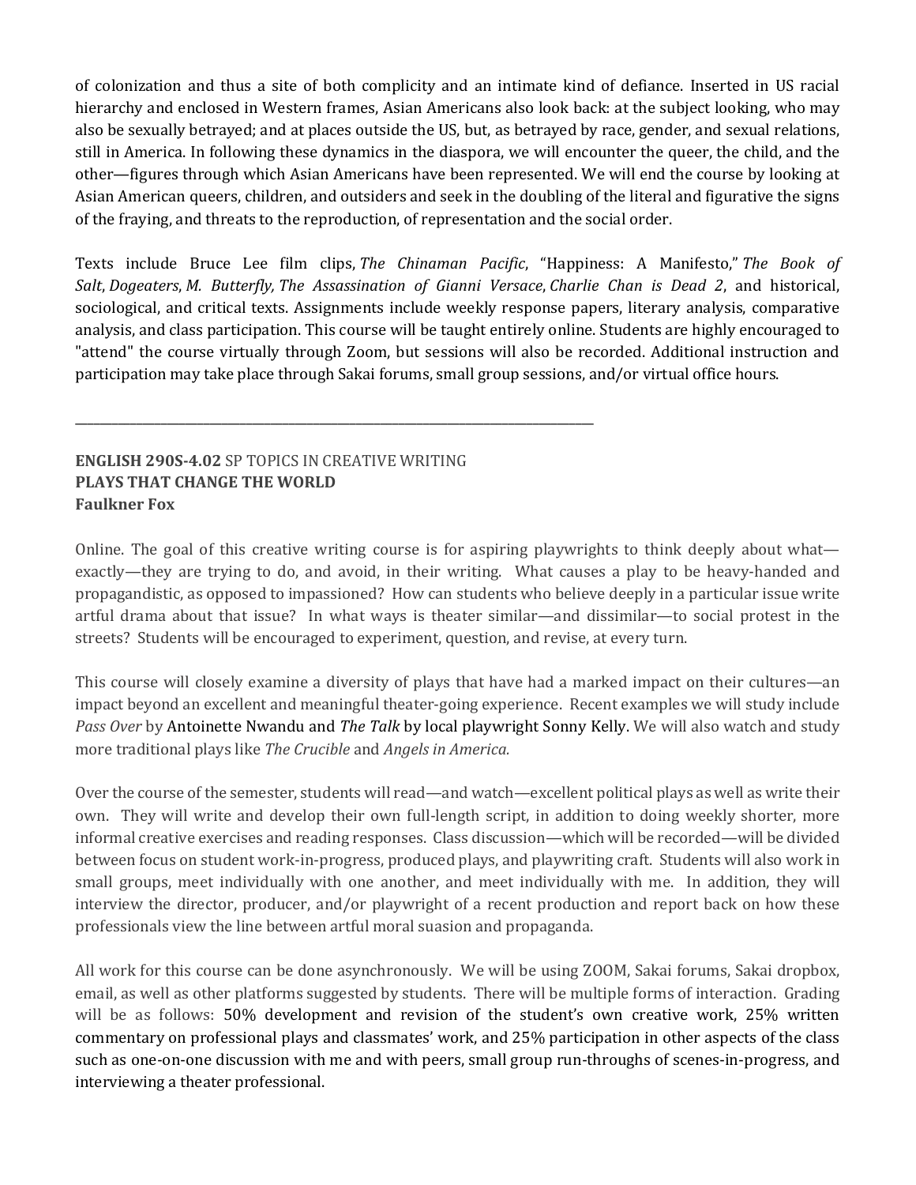of colonization and thus a site of both complicity and an intimate kind of defiance. Inserted in US racial hierarchy and enclosed in Western frames, Asian Americans also look back: at the subject looking, who may also be sexually betrayed; and at places outside the US, but, as betrayed by race, gender, and sexual relations, still in America. In following these dynamics in the diaspora, we will encounter the queer, the child, and the other—figures through which Asian Americans have been represented. We will end the course by looking at Asian American queers, children, and outsiders and seek in the doubling of the literal and figurative the signs of the fraying, and threats to the reproduction, of representation and the social order.

Texts include Bruce Lee film clips, *The Chinaman Pacific*, "Happiness: A Manifesto," *The Book of Salt*, *Dogeaters*, *M. Butterfly, The Assassination of Gianni Versace*, *Charlie Chan is Dead 2*, and historical, sociological, and critical texts. Assignments include weekly response papers, literary analysis, comparative analysis, and class participation. This course will be taught entirely online. Students are highly encouraged to "attend" the course virtually through Zoom, but sessions will also be recorded. Additional instruction and participation may take place through Sakai forums, small group sessions, and/or virtual office hours.

---

**ENGLISH 290S-4.02** SP TOPICS IN CREATIVE WRITING
**PLAYS THAT CHANGE THE WORLD**
**Faulkner Fox**

Online. The goal of this creative writing course is for aspiring playwrights to think deeply about what—exactly—they are trying to do, and avoid, in their writing. What causes a play to be heavy-handed and propagandistic, as opposed to impassioned? How can students who believe deeply in a particular issue write artful drama about that issue? In what ways is theater similar—and dissimilar—to social protest in the streets? Students will be encouraged to experiment, question, and revise, at every turn.

This course will closely examine a diversity of plays that have had a marked impact on their cultures—an impact beyond an excellent and meaningful theater-going experience. Recent examples we will study include *Pass Over* by Antoinette Nwandu and *The Talk* by local playwright Sonny Kelly. We will also watch and study more traditional plays like *The Crucible* and *Angels in America.*

Over the course of the semester, students will read—and watch—excellent political plays as well as write their own. They will write and develop their own full-length script, in addition to doing weekly shorter, more informal creative exercises and reading responses. Class discussion—which will be recorded—will be divided between focus on student work-in-progress, produced plays, and playwriting craft. Students will also work in small groups, meet individually with one another, and meet individually with me. In addition, they will interview the director, producer, and/or playwright of a recent production and report back on how these professionals view the line between artful moral suasion and propaganda.

All work for this course can be done asynchronously. We will be using ZOOM, Sakai forums, Sakai dropbox, email, as well as other platforms suggested by students. There will be multiple forms of interaction. Grading will be as follows: 50% development and revision of the student's own creative work, 25% written commentary on professional plays and classmates' work, and 25% participation in other aspects of the class such as one-on-one discussion with me and with peers, small group run-throughs of scenes-in-progress, and interviewing a theater professional.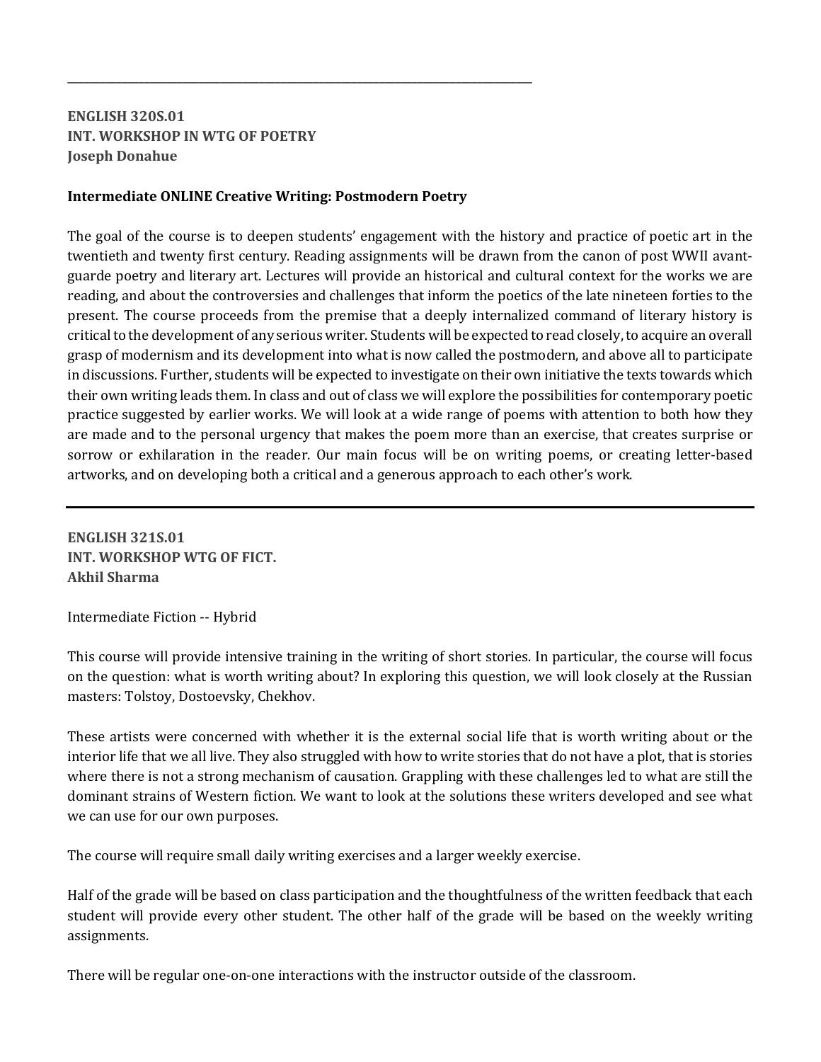---

**ENGLISH 320S.01**
**INT. WORKSHOP IN WTG OF POETRY**
**Joseph Donahue**

**Intermediate ONLINE Creative Writing: Postmodern Poetry**

The goal of the course is to deepen students' engagement with the history and practice of poetic art in the twentieth and twenty first century. Reading assignments will be drawn from the canon of post WWII avant-guarde poetry and literary art. Lectures will provide an historical and cultural context for the works we are reading, and about the controversies and challenges that inform the poetics of the late nineteen forties to the present. The course proceeds from the premise that a deeply internalized command of literary history is critical to the development of any serious writer. Students will be expected to read closely, to acquire an overall grasp of modernism and its development into what is now called the postmodern, and above all to participate in discussions. Further, students will be expected to investigate on their own initiative the texts towards which their own writing leads them. In class and out of class we will explore the possibilities for contemporary poetic practice suggested by earlier works. We will look at a wide range of poems with attention to both how they are made and to the personal urgency that makes the poem more than an exercise, that creates surprise or sorrow or exhilaration in the reader. Our main focus will be on writing poems, or creating letter-based artworks, and on developing both a critical and a generous approach to each other's work.

---

**ENGLISH 321S.01**
**INT. WORKSHOP WTG OF FICT.**
**Akhil Sharma**

Intermediate Fiction -- Hybrid

This course will provide intensive training in the writing of short stories. In particular, the course will focus on the question: what is worth writing about? In exploring this question, we will look closely at the Russian masters: Tolstoy, Dostoevsky, Chekhov.

These artists were concerned with whether it is the external social life that is worth writing about or the interior life that we all live. They also struggled with how to write stories that do not have a plot, that is stories where there is not a strong mechanism of causation. Grappling with these challenges led to what are still the dominant strains of Western fiction. We want to look at the solutions these writers developed and see what we can use for our own purposes.

The course will require small daily writing exercises and a larger weekly exercise.

Half of the grade will be based on class participation and the thoughtfulness of the written feedback that each student will provide every other student. The other half of the grade will be based on the weekly writing assignments.

There will be regular one-on-one interactions with the instructor outside of the classroom.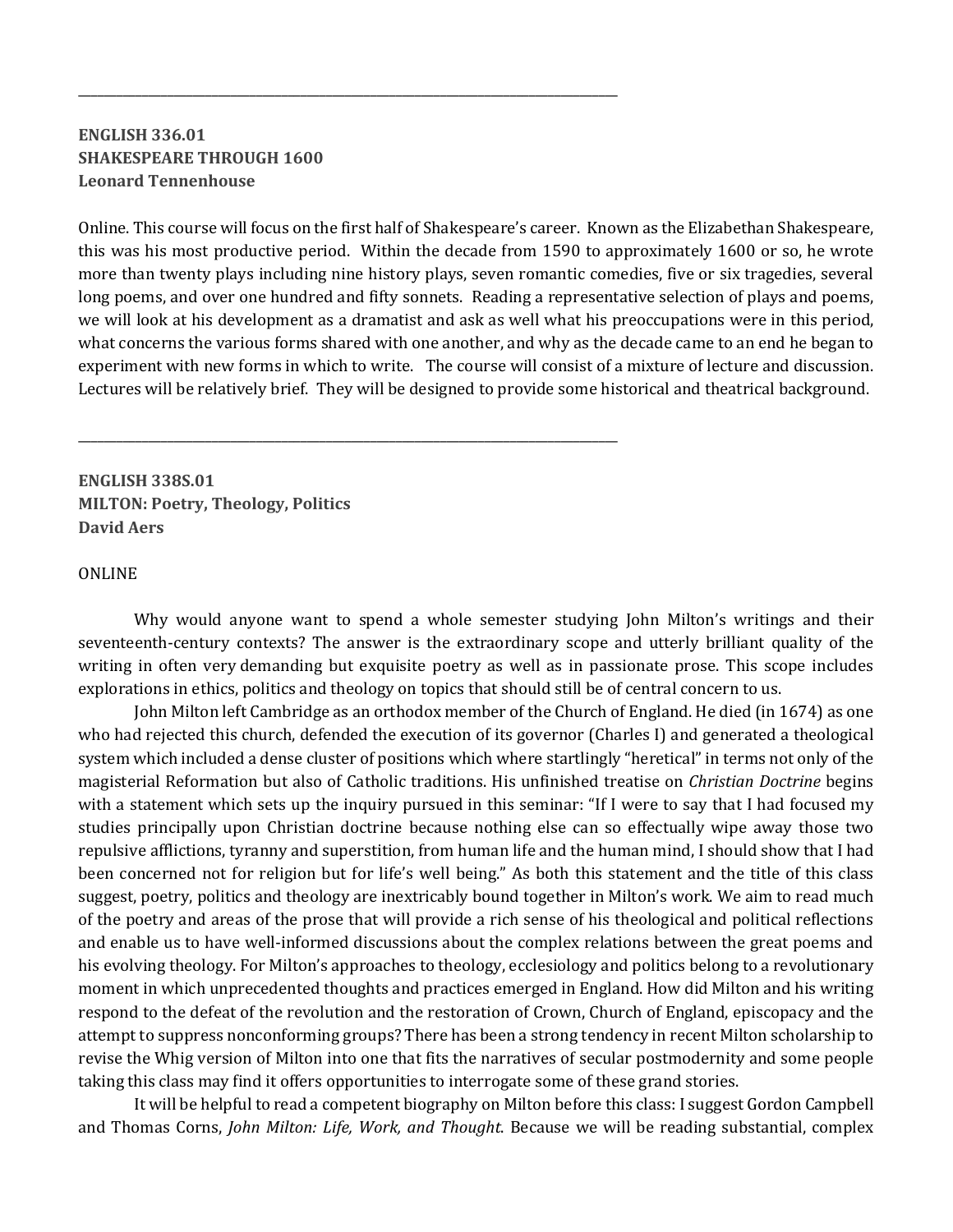---

**ENGLISH 336.01**
**SHAKESPEARE THROUGH 1600**
**Leonard Tennenhouse**

Online. This course will focus on the first half of Shakespeare's career. Known as the Elizabethan Shakespeare, this was his most productive period. Within the decade from 1590 to approximately 1600 or so, he wrote more than twenty plays including nine history plays, seven romantic comedies, five or six tragedies, several long poems, and over one hundred and fifty sonnets. Reading a representative selection of plays and poems, we will look at his development as a dramatist and ask as well what his preoccupations were in this period, what concerns the various forms shared with one another, and why as the decade came to an end he began to experiment with new forms in which to write. The course will consist of a mixture of lecture and discussion. Lectures will be relatively brief. They will be designed to provide some historical and theatrical background.

---

**ENGLISH 338S.01**
**MILTON: Poetry, Theology, Politics**
**David Aers**

ONLINE

Why would anyone want to spend a whole semester studying John Milton's writings and their seventeenth-century contexts? The answer is the extraordinary scope and utterly brilliant quality of the writing in often very demanding but exquisite poetry as well as in passionate prose. This scope includes explorations in ethics, politics and theology on topics that should still be of central concern to us.

John Milton left Cambridge as an orthodox member of the Church of England. He died (in 1674) as one who had rejected this church, defended the execution of its governor (Charles I) and generated a theological system which included a dense cluster of positions which where startlingly "heretical" in terms not only of the magisterial Reformation but also of Catholic traditions. His unfinished treatise on *Christian Doctrine* begins with a statement which sets up the inquiry pursued in this seminar: "If I were to say that I had focused my studies principally upon Christian doctrine because nothing else can so effectually wipe away those two repulsive afflictions, tyranny and superstition, from human life and the human mind, I should show that I had been concerned not for religion but for life's well being." As both this statement and the title of this class suggest, poetry, politics and theology are inextricably bound together in Milton's work. We aim to read much of the poetry and areas of the prose that will provide a rich sense of his theological and political reflections and enable us to have well-informed discussions about the complex relations between the great poems and his evolving theology. For Milton's approaches to theology, ecclesiology and politics belong to a revolutionary moment in which unprecedented thoughts and practices emerged in England. How did Milton and his writing respond to the defeat of the revolution and the restoration of Crown, Church of England, episcopacy and the attempt to suppress nonconforming groups? There has been a strong tendency in recent Milton scholarship to revise the Whig version of Milton into one that fits the narratives of secular postmodernity and some people taking this class may find it offers opportunities to interrogate some of these grand stories.

It will be helpful to read a competent biography on Milton before this class: I suggest Gordon Campbell and Thomas Corns, *John Milton: Life, Work, and Thought*. Because we will be reading substantial, complex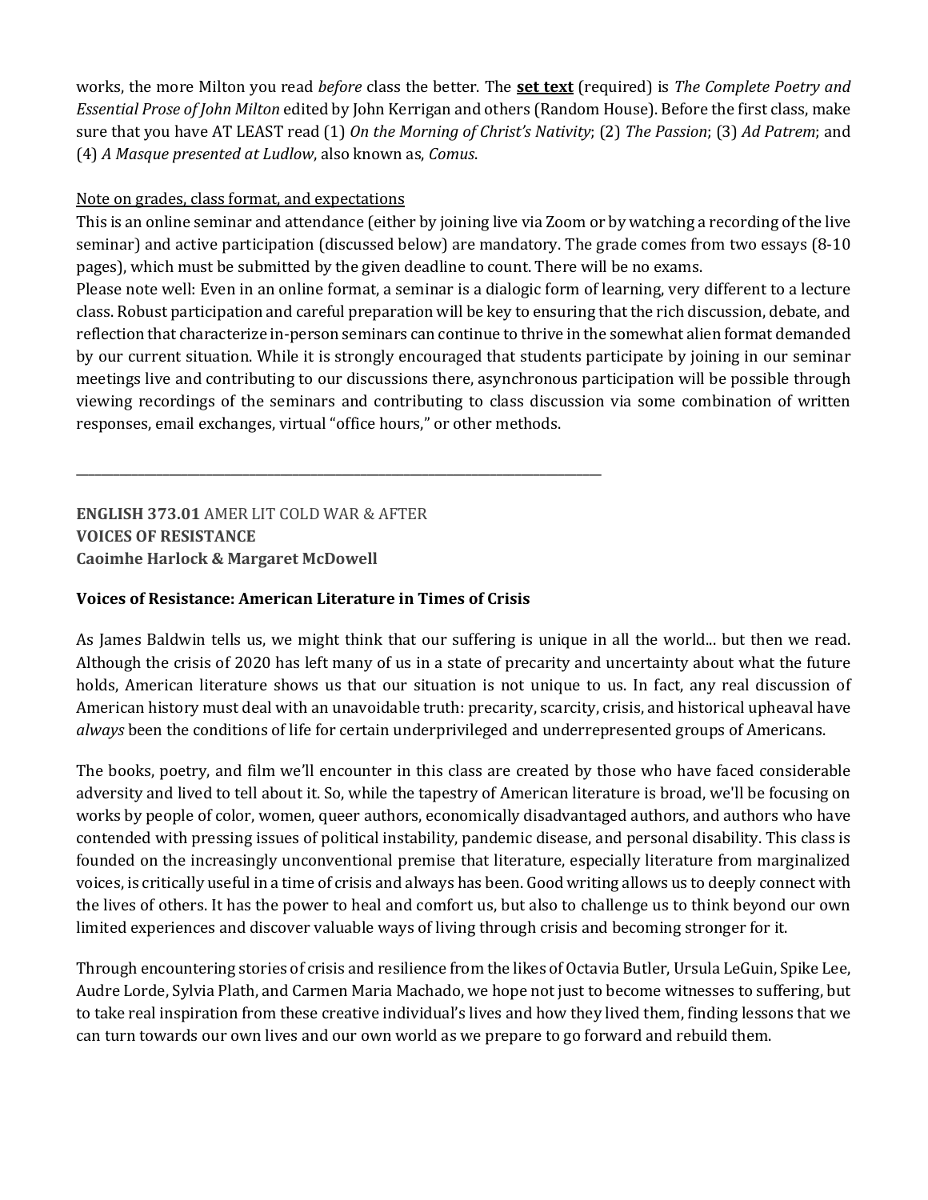works, the more Milton you read *before* class the better. The **set text** (required) is *The Complete Poetry and Essential Prose of John Milton* edited by John Kerrigan and others (Random House). Before the first class, make sure that you have AT LEAST read (1) *On the Morning of Christ's Nativity*; (2) *The Passion*; (3) *Ad Patrem*; and (4) *A Masque presented at Ludlow*, also known as, *Comus*.

Note on grades, class format, and expectations

This is an online seminar and attendance (either by joining live via Zoom or by watching a recording of the live seminar) and active participation (discussed below) are mandatory. The grade comes from two essays (8-10 pages), which must be submitted by the given deadline to count. There will be no exams.

Please note well: Even in an online format, a seminar is a dialogic form of learning, very different to a lecture class. Robust participation and careful preparation will be key to ensuring that the rich discussion, debate, and reflection that characterize in-person seminars can continue to thrive in the somewhat alien format demanded by our current situation. While it is strongly encouraged that students participate by joining in our seminar meetings live and contributing to our discussions there, asynchronous participation will be possible through viewing recordings of the seminars and contributing to class discussion via some combination of written responses, email exchanges, virtual "office hours," or other methods.

---

**ENGLISH 373.01** AMER LIT COLD WAR & AFTER
**VOICES OF RESISTANCE**
**Caoimhe Harlock & Margaret McDowell**

**Voices of Resistance: American Literature in Times of Crisis**

As James Baldwin tells us, we might think that our suffering is unique in all the world... but then we read. Although the crisis of 2020 has left many of us in a state of precarity and uncertainty about what the future holds, American literature shows us that our situation is not unique to us. In fact, any real discussion of American history must deal with an unavoidable truth: precarity, scarcity, crisis, and historical upheaval have *always* been the conditions of life for certain underprivileged and underrepresented groups of Americans.

The books, poetry, and film we'll encounter in this class are created by those who have faced considerable adversity and lived to tell about it. So, while the tapestry of American literature is broad, we'll be focusing on works by people of color, women, queer authors, economically disadvantaged authors, and authors who have contended with pressing issues of political instability, pandemic disease, and personal disability. This class is founded on the increasingly unconventional premise that literature, especially literature from marginalized voices, is critically useful in a time of crisis and always has been. Good writing allows us to deeply connect with the lives of others. It has the power to heal and comfort us, but also to challenge us to think beyond our own limited experiences and discover valuable ways of living through crisis and becoming stronger for it.

Through encountering stories of crisis and resilience from the likes of Octavia Butler, Ursula LeGuin, Spike Lee, Audre Lorde, Sylvia Plath, and Carmen Maria Machado, we hope not just to become witnesses to suffering, but to take real inspiration from these creative individual's lives and how they lived them, finding lessons that we can turn towards our own lives and our own world as we prepare to go forward and rebuild them.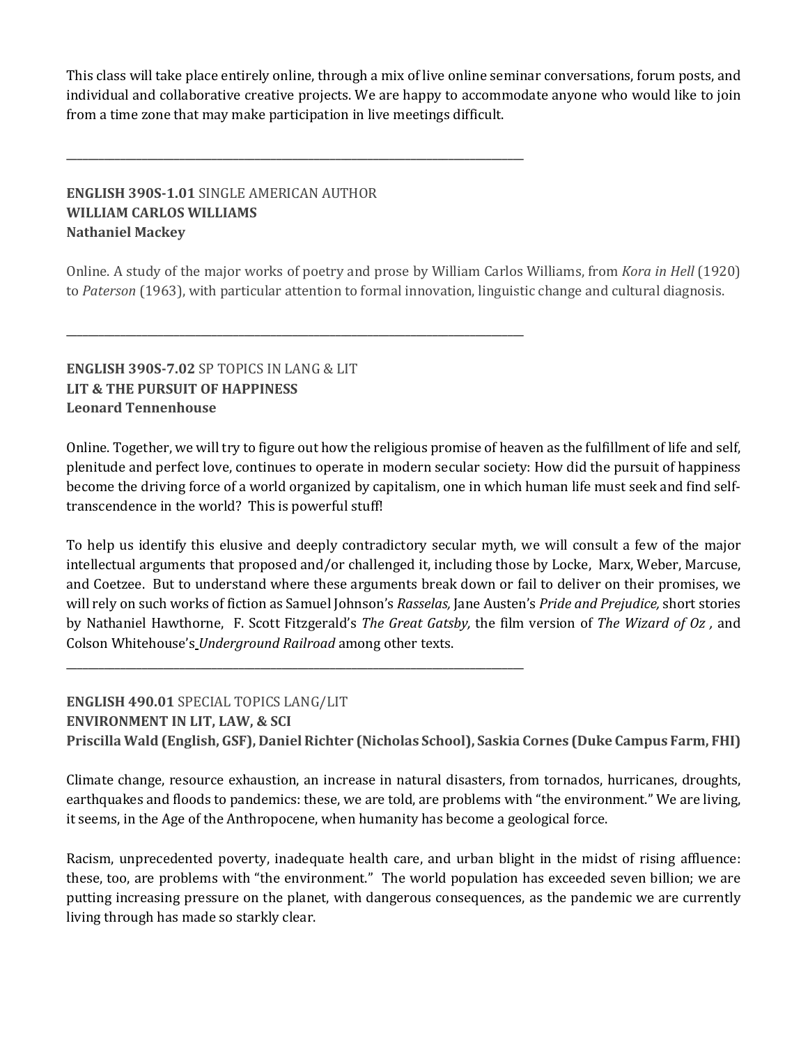This class will take place entirely online, through a mix of live online seminar conversations, forum posts, and individual and collaborative creative projects. We are happy to accommodate anyone who would like to join from a time zone that may make participation in live meetings difficult.

---

**ENGLISH 390S-1.01** SINGLE AMERICAN AUTHOR
**WILLIAM CARLOS WILLIAMS**
**Nathaniel Mackey**

Online. A study of the major works of poetry and prose by William Carlos Williams, from *Kora in Hell* (1920) to *Paterson* (1963), with particular attention to formal innovation, linguistic change and cultural diagnosis.

---

**ENGLISH 390S-7.02** SP TOPICS IN LANG & LIT
**LIT & THE PURSUIT OF HAPPINESS**
**Leonard Tennenhouse**

Online. Together, we will try to figure out how the religious promise of heaven as the fulfillment of life and self, plenitude and perfect love, continues to operate in modern secular society: How did the pursuit of happiness become the driving force of a world organized by capitalism, one in which human life must seek and find self-transcendence in the world? This is powerful stuff!

To help us identify this elusive and deeply contradictory secular myth, we will consult a few of the major intellectual arguments that proposed and/or challenged it, including those by Locke, Marx, Weber, Marcuse, and Coetzee. But to understand where these arguments break down or fail to deliver on their promises, we will rely on such works of fiction as Samuel Johnson's *Rasselas,* Jane Austen's *Pride and Prejudice,* short stories by Nathaniel Hawthorne, F. Scott Fitzgerald's *The Great Gatsby,* the film version of *The Wizard of Oz ,* and Colson Whitehouse's *Underground Railroad* among other texts.

---

**ENGLISH 490.01** SPECIAL TOPICS LANG/LIT
**ENVIRONMENT IN LIT, LAW, & SCI**
**Priscilla Wald (English, GSF), Daniel Richter (Nicholas School), Saskia Cornes (Duke Campus Farm, FHI)**

Climate change, resource exhaustion, an increase in natural disasters, from tornados, hurricanes, droughts, earthquakes and floods to pandemics: these, we are told, are problems with "the environment." We are living, it seems, in the Age of the Anthropocene, when humanity has become a geological force.

Racism, unprecedented poverty, inadequate health care, and urban blight in the midst of rising affluence: these, too, are problems with "the environment." The world population has exceeded seven billion; we are putting increasing pressure on the planet, with dangerous consequences, as the pandemic we are currently living through has made so starkly clear.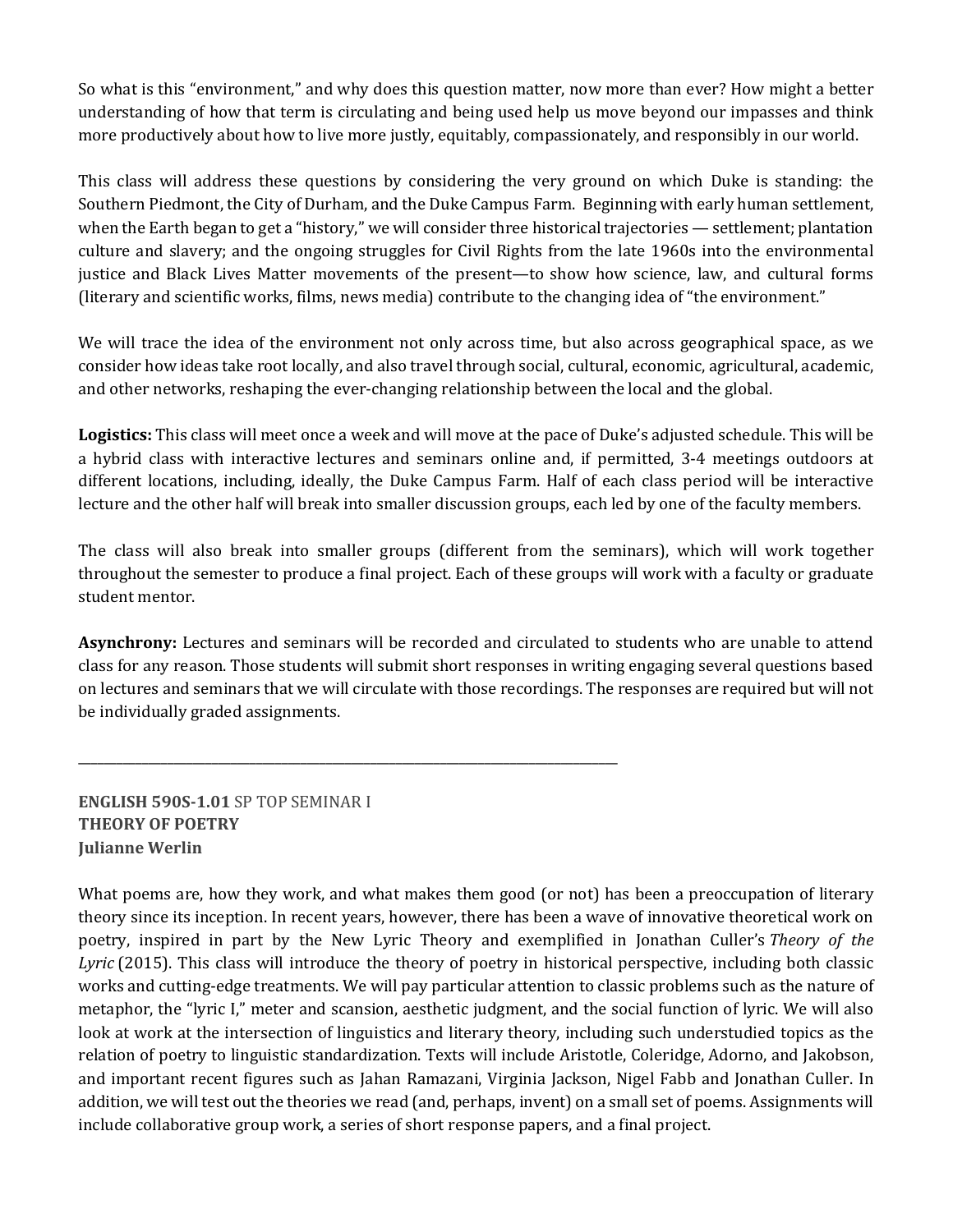So what is this "environment," and why does this question matter, now more than ever? How might a better understanding of how that term is circulating and being used help us move beyond our impasses and think more productively about how to live more justly, equitably, compassionately, and responsibly in our world.

This class will address these questions by considering the very ground on which Duke is standing: the Southern Piedmont, the City of Durham, and the Duke Campus Farm. Beginning with early human settlement, when the Earth began to get a "history," we will consider three historical trajectories — settlement; plantation culture and slavery; and the ongoing struggles for Civil Rights from the late 1960s into the environmental justice and Black Lives Matter movements of the present—to show how science, law, and cultural forms (literary and scientific works, films, news media) contribute to the changing idea of "the environment."

We will trace the idea of the environment not only across time, but also across geographical space, as we consider how ideas take root locally, and also travel through social, cultural, economic, agricultural, academic, and other networks, reshaping the ever-changing relationship between the local and the global.

**Logistics:** This class will meet once a week and will move at the pace of Duke's adjusted schedule. This will be a hybrid class with interactive lectures and seminars online and, if permitted, 3-4 meetings outdoors at different locations, including, ideally, the Duke Campus Farm. Half of each class period will be interactive lecture and the other half will break into smaller discussion groups, each led by one of the faculty members.

The class will also break into smaller groups (different from the seminars), which will work together throughout the semester to produce a final project. Each of these groups will work with a faculty or graduate student mentor.

**Asynchrony:** Lectures and seminars will be recorded and circulated to students who are unable to attend class for any reason. Those students will submit short responses in writing engaging several questions based on lectures and seminars that we will circulate with those recordings. The responses are required but will not be individually graded assignments.

---

**ENGLISH 590S-1.01** SP TOP SEMINAR I
**THEORY OF POETRY**
**Julianne Werlin**

What poems are, how they work, and what makes them good (or not) has been a preoccupation of literary theory since its inception. In recent years, however, there has been a wave of innovative theoretical work on poetry, inspired in part by the New Lyric Theory and exemplified in Jonathan Culler's *Theory of the Lyric* (2015). This class will introduce the theory of poetry in historical perspective, including both classic works and cutting-edge treatments. We will pay particular attention to classic problems such as the nature of metaphor, the "lyric I," meter and scansion, aesthetic judgment, and the social function of lyric. We will also look at work at the intersection of linguistics and literary theory, including such understudied topics as the relation of poetry to linguistic standardization. Texts will include Aristotle, Coleridge, Adorno, and Jakobson, and important recent figures such as Jahan Ramazani, Virginia Jackson, Nigel Fabb and Jonathan Culler. In addition, we will test out the theories we read (and, perhaps, invent) on a small set of poems. Assignments will include collaborative group work, a series of short response papers, and a final project.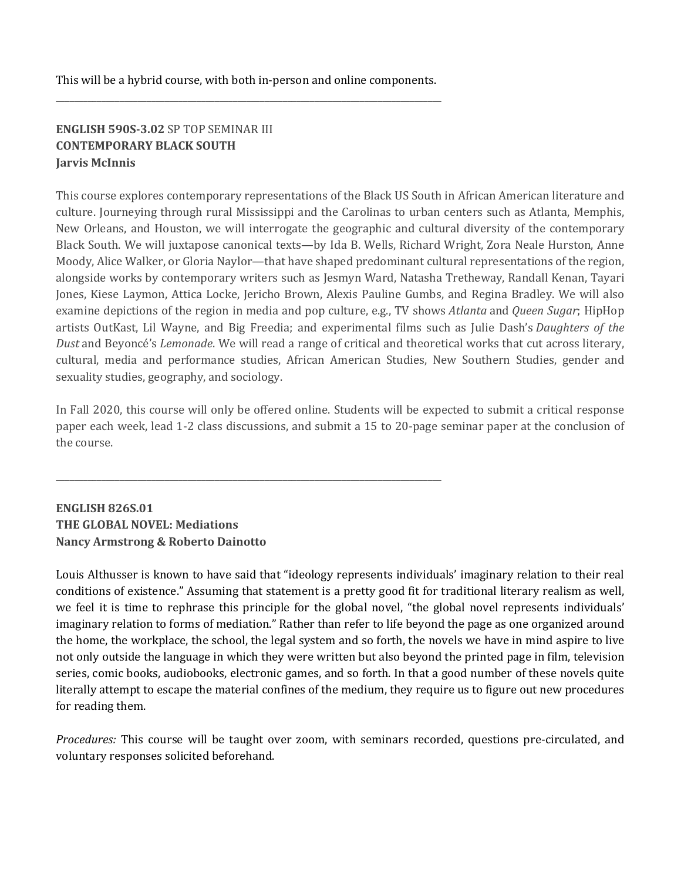This will be a hybrid course, with both in-person and online components.

---

**ENGLISH 590S-3.02** SP TOP SEMINAR III
**CONTEMPORARY BLACK SOUTH**
**Jarvis McInnis**

This course explores contemporary representations of the Black US South in African American literature and culture. Journeying through rural Mississippi and the Carolinas to urban centers such as Atlanta, Memphis, New Orleans, and Houston, we will interrogate the geographic and cultural diversity of the contemporary Black South. We will juxtapose canonical texts—by Ida B. Wells, Richard Wright, Zora Neale Hurston, Anne Moody, Alice Walker, or Gloria Naylor—that have shaped predominant cultural representations of the region, alongside works by contemporary writers such as Jesmyn Ward, Natasha Tretheway, Randall Kenan, Tayari Jones, Kiese Laymon, Attica Locke, Jericho Brown, Alexis Pauline Gumbs, and Regina Bradley. We will also examine depictions of the region in media and pop culture, e.g., TV shows *Atlanta* and *Queen Sugar*; HipHop artists OutKast, Lil Wayne, and Big Freedia; and experimental films such as Julie Dash's *Daughters of the Dust* and Beyoncé's *Lemonade*. We will read a range of critical and theoretical works that cut across literary, cultural, media and performance studies, African American Studies, New Southern Studies, gender and sexuality studies, geography, and sociology.

In Fall 2020, this course will only be offered online. Students will be expected to submit a critical response paper each week, lead 1-2 class discussions, and submit a 15 to 20-page seminar paper at the conclusion of the course.

---

**ENGLISH 826S.01**
**THE GLOBAL NOVEL: Mediations**
**Nancy Armstrong & Roberto Dainotto**

Louis Althusser is known to have said that "ideology represents individuals' imaginary relation to their real conditions of existence." Assuming that statement is a pretty good fit for traditional literary realism as well, we feel it is time to rephrase this principle for the global novel, "the global novel represents individuals' imaginary relation to forms of mediation." Rather than refer to life beyond the page as one organized around the home, the workplace, the school, the legal system and so forth, the novels we have in mind aspire to live not only outside the language in which they were written but also beyond the printed page in film, television series, comic books, audiobooks, electronic games, and so forth. In that a good number of these novels quite literally attempt to escape the material confines of the medium, they require us to figure out new procedures for reading them.

*Procedures:* This course will be taught over zoom, with seminars recorded, questions pre-circulated, and voluntary responses solicited beforehand.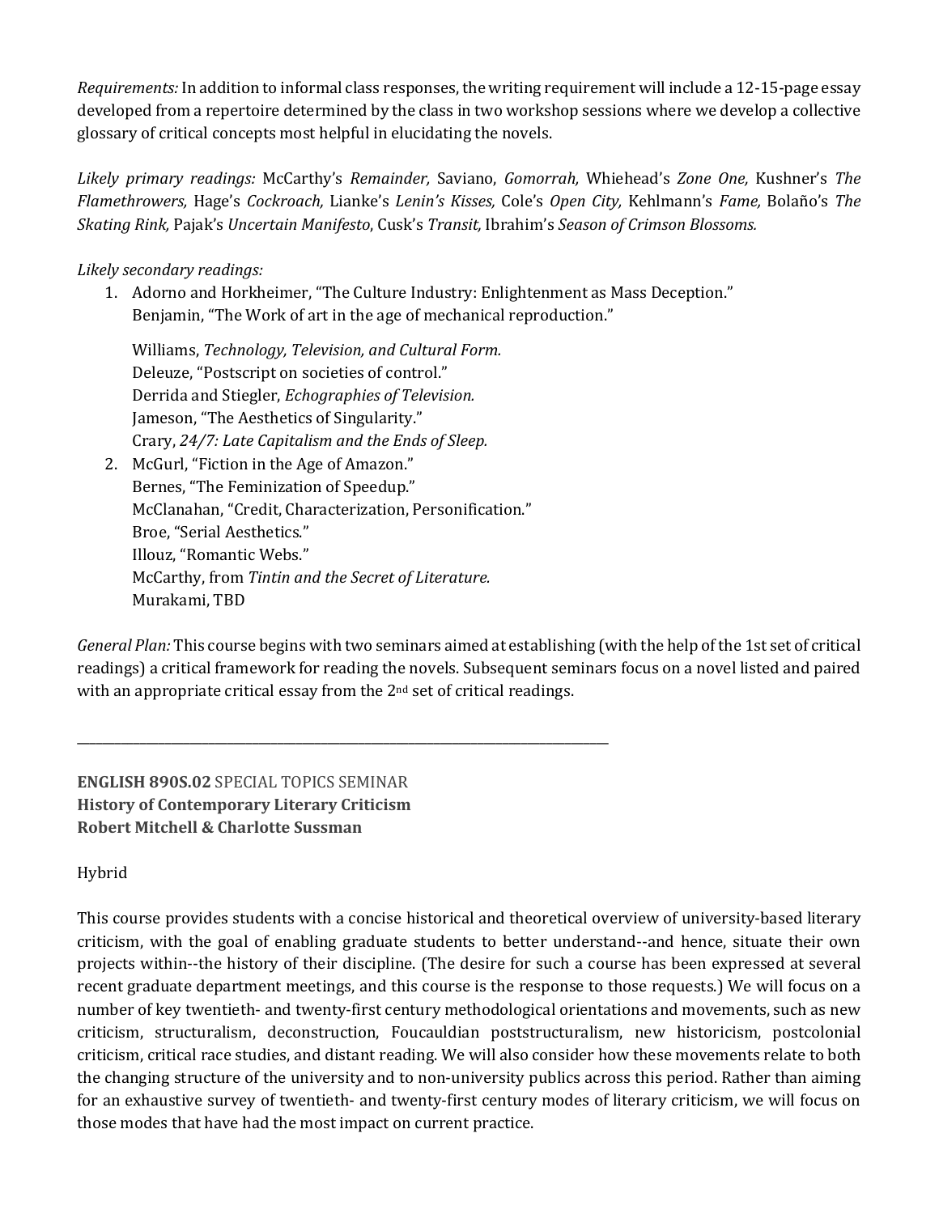*Requirements:* In addition to informal class responses, the writing requirement will include a 12-15-page essay developed from a repertoire determined by the class in two workshop sessions where we develop a collective glossary of critical concepts most helpful in elucidating the novels.

*Likely primary readings:* McCarthy's *Remainder,* Saviano, *Gomorrah,* Whiehead's *Zone One,* Kushner's *The Flamethrowers,* Hage's *Cockroach,* Lianke's *Lenin's Kisses,* Cole's *Open City,* Kehlmann's *Fame,* Bolaño's *The Skating Rink,* Pajak's *Uncertain Manifesto*, Cusk's *Transit,* Ibrahim's *Season of Crimson Blossoms.*

*Likely secondary readings:*

1. Adorno and Horkheimer, "The Culture Industry: Enlightenment as Mass Deception."
   Benjamin, "The Work of art in the age of mechanical reproduction."

   Williams, *Technology, Television, and Cultural Form.*
   Deleuze, "Postscript on societies of control."
   Derrida and Stiegler, *Echographies of Television.*
   Jameson, "The Aesthetics of Singularity."
   Crary, *24/7: Late Capitalism and the Ends of Sleep.*
2. McGurl, "Fiction in the Age of Amazon."
   Bernes, "The Feminization of Speedup."
   McClanahan, "Credit, Characterization, Personification."
   Broe, "Serial Aesthetics."
   Illouz, "Romantic Webs."
   McCarthy, from *Tintin and the Secret of Literature.*
   Murakami, TBD

*General Plan:* This course begins with two seminars aimed at establishing (with the help of the 1st set of critical readings) a critical framework for reading the novels. Subsequent seminars focus on a novel listed and paired with an appropriate critical essay from the 2nd set of critical readings.

---

**ENGLISH 890S.02** SPECIAL TOPICS SEMINAR
**History of Contemporary Literary Criticism**
**Robert Mitchell & Charlotte Sussman**

Hybrid

This course provides students with a concise historical and theoretical overview of university-based literary criticism, with the goal of enabling graduate students to better understand--and hence, situate their own projects within--the history of their discipline. (The desire for such a course has been expressed at several recent graduate department meetings, and this course is the response to those requests.) We will focus on a number of key twentieth- and twenty-first century methodological orientations and movements, such as new criticism, structuralism, deconstruction, Foucauldian poststructuralism, new historicism, postcolonial criticism, critical race studies, and distant reading. We will also consider how these movements relate to both the changing structure of the university and to non-university publics across this period. Rather than aiming for an exhaustive survey of twentieth- and twenty-first century modes of literary criticism, we will focus on those modes that have had the most impact on current practice.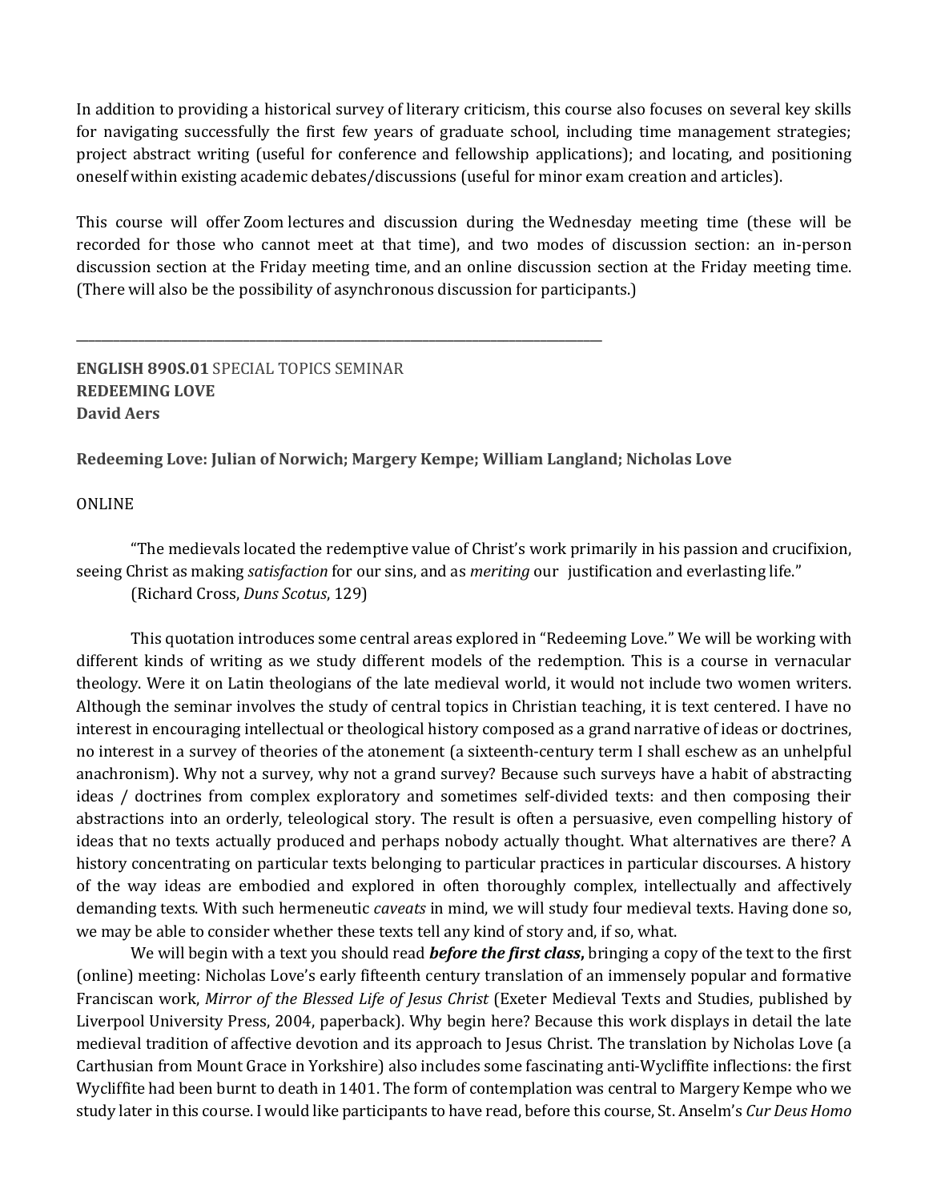In addition to providing a historical survey of literary criticism, this course also focuses on several key skills for navigating successfully the first few years of graduate school, including time management strategies; project abstract writing (useful for conference and fellowship applications); and locating, and positioning oneself within existing academic debates/discussions (useful for minor exam creation and articles).

This course will offer Zoom lectures and discussion during the Wednesday meeting time (these will be recorded for those who cannot meet at that time), and two modes of discussion section: an in-person discussion section at the Friday meeting time, and an online discussion section at the Friday meeting time. (There will also be the possibility of asynchronous discussion for participants.)

---

**ENGLISH 890S.01** SPECIAL TOPICS SEMINAR
**REDEEMING LOVE**
**David Aers**

**Redeeming Love: Julian of Norwich; Margery Kempe; William Langland; Nicholas Love**

ONLINE

"The medievals located the redemptive value of Christ's work primarily in his passion and crucifixion, seeing Christ as making *satisfaction* for our sins, and as *meriting* our justification and everlasting life."
(Richard Cross, *Duns Scotus*, 129)

This quotation introduces some central areas explored in "Redeeming Love." We will be working with different kinds of writing as we study different models of the redemption. This is a course in vernacular theology. Were it on Latin theologians of the late medieval world, it would not include two women writers. Although the seminar involves the study of central topics in Christian teaching, it is text centered. I have no interest in encouraging intellectual or theological history composed as a grand narrative of ideas or doctrines, no interest in a survey of theories of the atonement (a sixteenth-century term I shall eschew as an unhelpful anachronism). Why not a survey, why not a grand survey? Because such surveys have a habit of abstracting ideas / doctrines from complex exploratory and sometimes self-divided texts: and then composing their abstractions into an orderly, teleological story. The result is often a persuasive, even compelling history of ideas that no texts actually produced and perhaps nobody actually thought. What alternatives are there? A history concentrating on particular texts belonging to particular practices in particular discourses. A history of the way ideas are embodied and explored in often thoroughly complex, intellectually and affectively demanding texts. With such hermeneutic *caveats* in mind, we will study four medieval texts. Having done so, we may be able to consider whether these texts tell any kind of story and, if so, what.

We will begin with a text you should read ***before the first class,*** bringing a copy of the text to the first (online) meeting: Nicholas Love's early fifteenth century translation of an immensely popular and formative Franciscan work, *Mirror of the Blessed Life of Jesus Christ* (Exeter Medieval Texts and Studies, published by Liverpool University Press, 2004, paperback). Why begin here? Because this work displays in detail the late medieval tradition of affective devotion and its approach to Jesus Christ. The translation by Nicholas Love (a Carthusian from Mount Grace in Yorkshire) also includes some fascinating anti-Wycliffite inflections: the first Wycliffite had been burnt to death in 1401. The form of contemplation was central to Margery Kempe who we study later in this course. I would like participants to have read, before this course, St. Anselm's *Cur Deus Homo*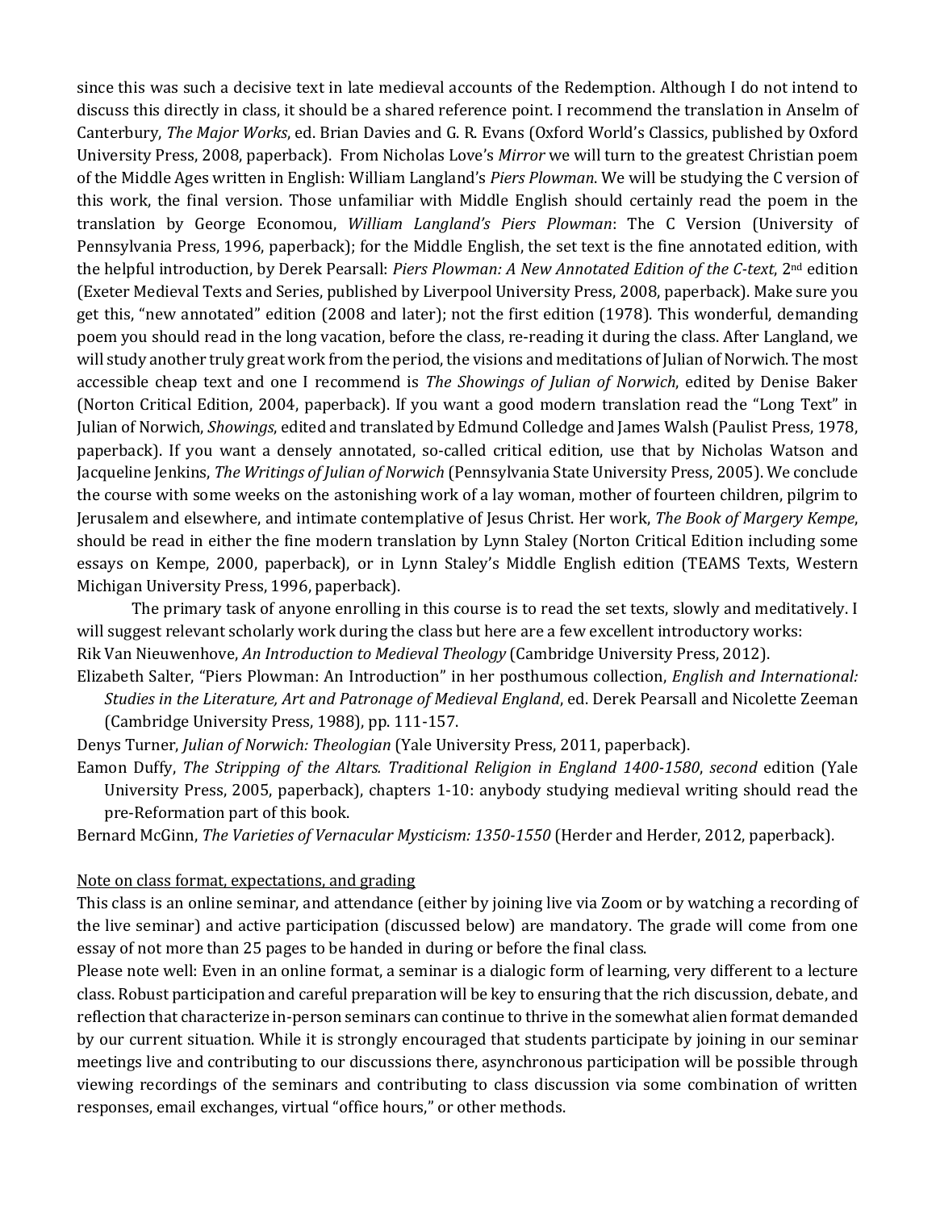since this was such a decisive text in late medieval accounts of the Redemption. Although I do not intend to discuss this directly in class, it should be a shared reference point. I recommend the translation in Anselm of Canterbury, *The Major Works*, ed. Brian Davies and G. R. Evans (Oxford World's Classics, published by Oxford University Press, 2008, paperback). From Nicholas Love's *Mirror* we will turn to the greatest Christian poem of the Middle Ages written in English: William Langland's *Piers Plowman*. We will be studying the C version of this work, the final version. Those unfamiliar with Middle English should certainly read the poem in the translation by George Economou, *William Langland's Piers Plowman*: The C Version (University of Pennsylvania Press, 1996, paperback); for the Middle English, the set text is the fine annotated edition, with the helpful introduction, by Derek Pearsall: *Piers Plowman: A New Annotated Edition of the C-text*, 2nd edition (Exeter Medieval Texts and Series, published by Liverpool University Press, 2008, paperback). Make sure you get this, "new annotated" edition (2008 and later); not the first edition (1978). This wonderful, demanding poem you should read in the long vacation, before the class, re-reading it during the class. After Langland, we will study another truly great work from the period, the visions and meditations of Julian of Norwich. The most accessible cheap text and one I recommend is *The Showings of Julian of Norwich*, edited by Denise Baker (Norton Critical Edition, 2004, paperback). If you want a good modern translation read the "Long Text" in Julian of Norwich, *Showings*, edited and translated by Edmund Colledge and James Walsh (Paulist Press, 1978, paperback). If you want a densely annotated, so-called critical edition, use that by Nicholas Watson and Jacqueline Jenkins, *The Writings of Julian of Norwich* (Pennsylvania State University Press, 2005). We conclude the course with some weeks on the astonishing work of a lay woman, mother of fourteen children, pilgrim to Jerusalem and elsewhere, and intimate contemplative of Jesus Christ. Her work, *The Book of Margery Kempe*, should be read in either the fine modern translation by Lynn Staley (Norton Critical Edition including some essays on Kempe, 2000, paperback), or in Lynn Staley's Middle English edition (TEAMS Texts, Western Michigan University Press, 1996, paperback).

The primary task of anyone enrolling in this course is to read the set texts, slowly and meditatively. I will suggest relevant scholarly work during the class but here are a few excellent introductory works:

Rik Van Nieuwenhove, *An Introduction to Medieval Theology* (Cambridge University Press, 2012).

Elizabeth Salter, "Piers Plowman: An Introduction" in her posthumous collection, *English and International: Studies in the Literature, Art and Patronage of Medieval England*, ed. Derek Pearsall and Nicolette Zeeman (Cambridge University Press, 1988), pp. 111-157.

Denys Turner, *Julian of Norwich: Theologian* (Yale University Press, 2011, paperback).

Eamon Duffy, *The Stripping of the Altars. Traditional Religion in England 1400-1580*, *second* edition (Yale University Press, 2005, paperback), chapters 1-10: anybody studying medieval writing should read the pre-Reformation part of this book.

Bernard McGinn, *The Varieties of Vernacular Mysticism: 1350-1550* (Herder and Herder, 2012, paperback).

<u>Note on class format, expectations, and grading</u>

This class is an online seminar, and attendance (either by joining live via Zoom or by watching a recording of the live seminar) and active participation (discussed below) are mandatory. The grade will come from one essay of not more than 25 pages to be handed in during or before the final class.

Please note well: Even in an online format, a seminar is a dialogic form of learning, very different to a lecture class. Robust participation and careful preparation will be key to ensuring that the rich discussion, debate, and reflection that characterize in-person seminars can continue to thrive in the somewhat alien format demanded by our current situation. While it is strongly encouraged that students participate by joining in our seminar meetings live and contributing to our discussions there, asynchronous participation will be possible through viewing recordings of the seminars and contributing to class discussion via some combination of written responses, email exchanges, virtual "office hours," or other methods.